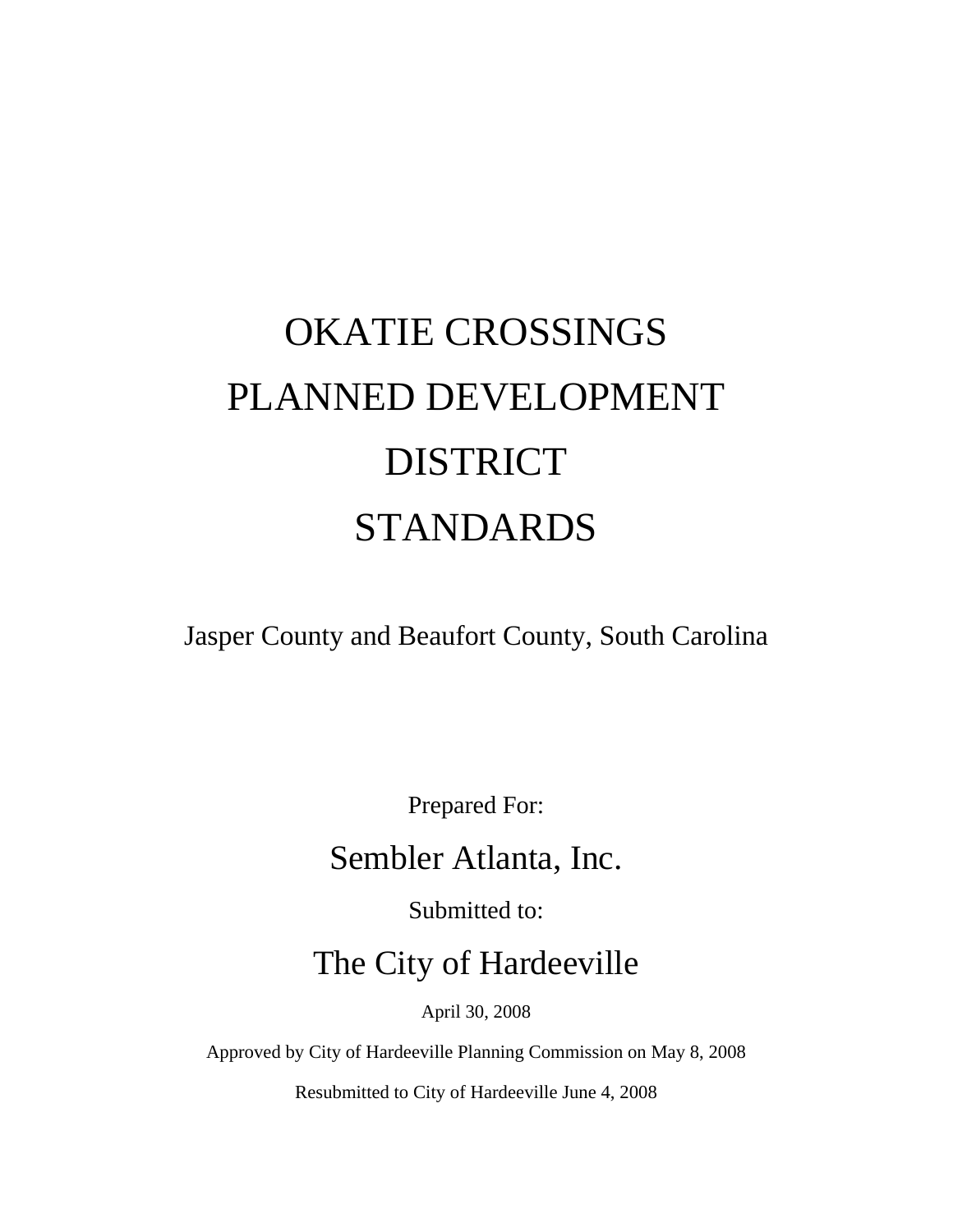# OKATIE CROSSINGS PLANNED DEVELOPMENT DISTRICT STANDARDS

Jasper County and Beaufort County, South Carolina

Prepared For:

## Sembler Atlanta, Inc.

Submitted to:

## The City of Hardeeville

April 30, 2008

Approved by City of Hardeeville Planning Commission on May 8, 2008

Resubmitted to City of Hardeeville June 4, 2008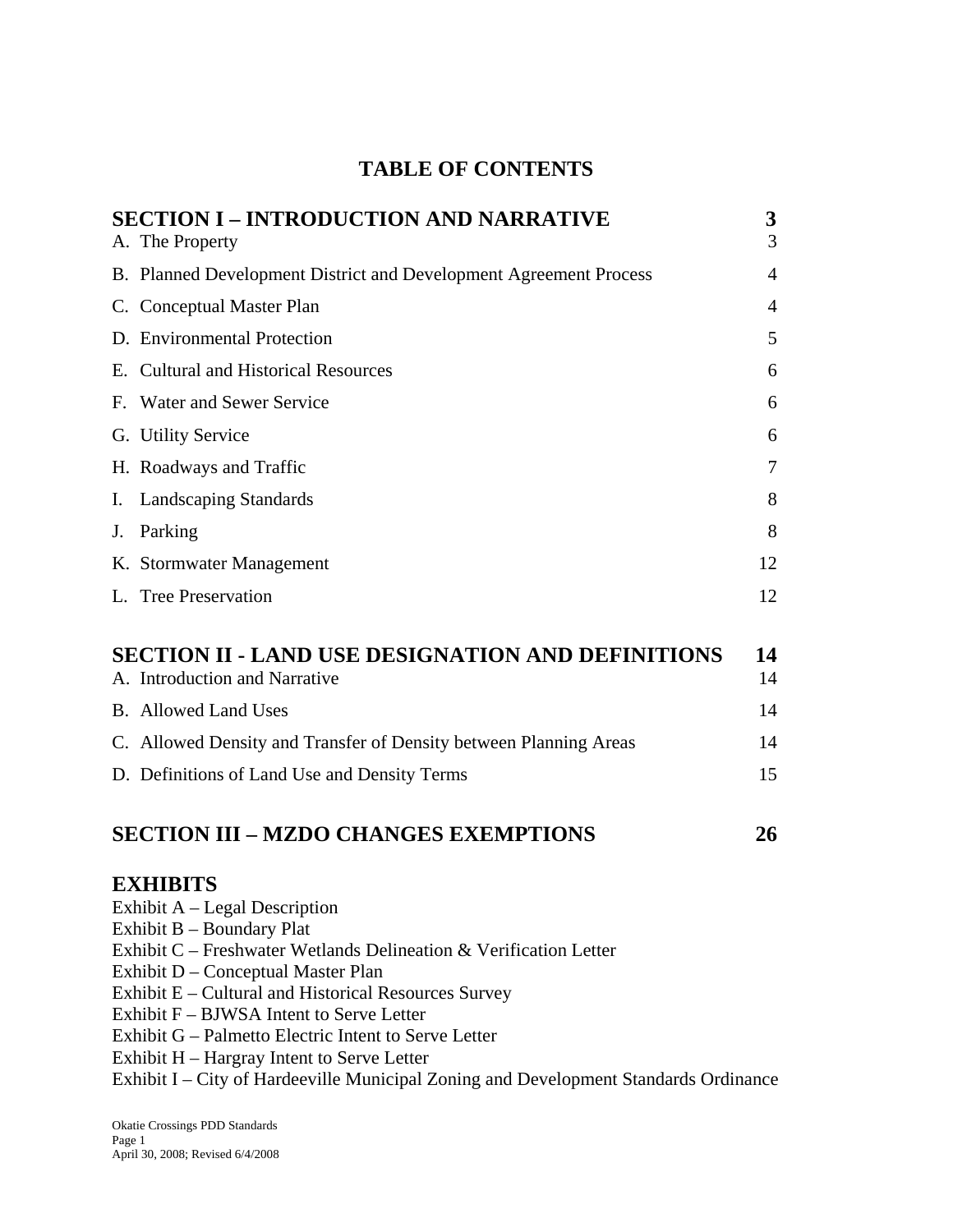# TABLE OF CONTENTS

| | |
|---|---|
| **SECTION I – INTRODUCTION AND NARRATIVE** | **3** |
| A. The Property | 3 |
| B. Planned Development District and Development Agreement Process | 4 |
| C. Conceptual Master Plan | 4 |
| D. Environmental Protection | 5 |
| E. Cultural and Historical Resources | 6 |
| F. Water and Sewer Service | 6 |
| G. Utility Service | 6 |
| H. Roadways and Traffic | 7 |
| I. Landscaping Standards | 8 |
| J. Parking | 8 |
| K. Stormwater Management | 12 |
| L. Tree Preservation | 12 |
| **SECTION II - LAND USE DESIGNATION AND DEFINITIONS** | **14** |
| A. Introduction and Narrative | 14 |
| B. Allowed Land Uses | 14 |
| C. Allowed Density and Transfer of Density between Planning Areas | 14 |
| D. Definitions of Land Use and Density Terms | 15 |
| **SECTION III – MZDO CHANGES EXEMPTIONS** | **26** |

## EXHIBITS

Exhibit A – Legal Description
Exhibit B – Boundary Plat
Exhibit C – Freshwater Wetlands Delineation & Verification Letter
Exhibit D – Conceptual Master Plan
Exhibit E – Cultural and Historical Resources Survey
Exhibit F – BJWSA Intent to Serve Letter
Exhibit G – Palmetto Electric Intent to Serve Letter
Exhibit H – Hargray Intent to Serve Letter
Exhibit I – City of Hardeeville Municipal Zoning and Development Standards Ordinance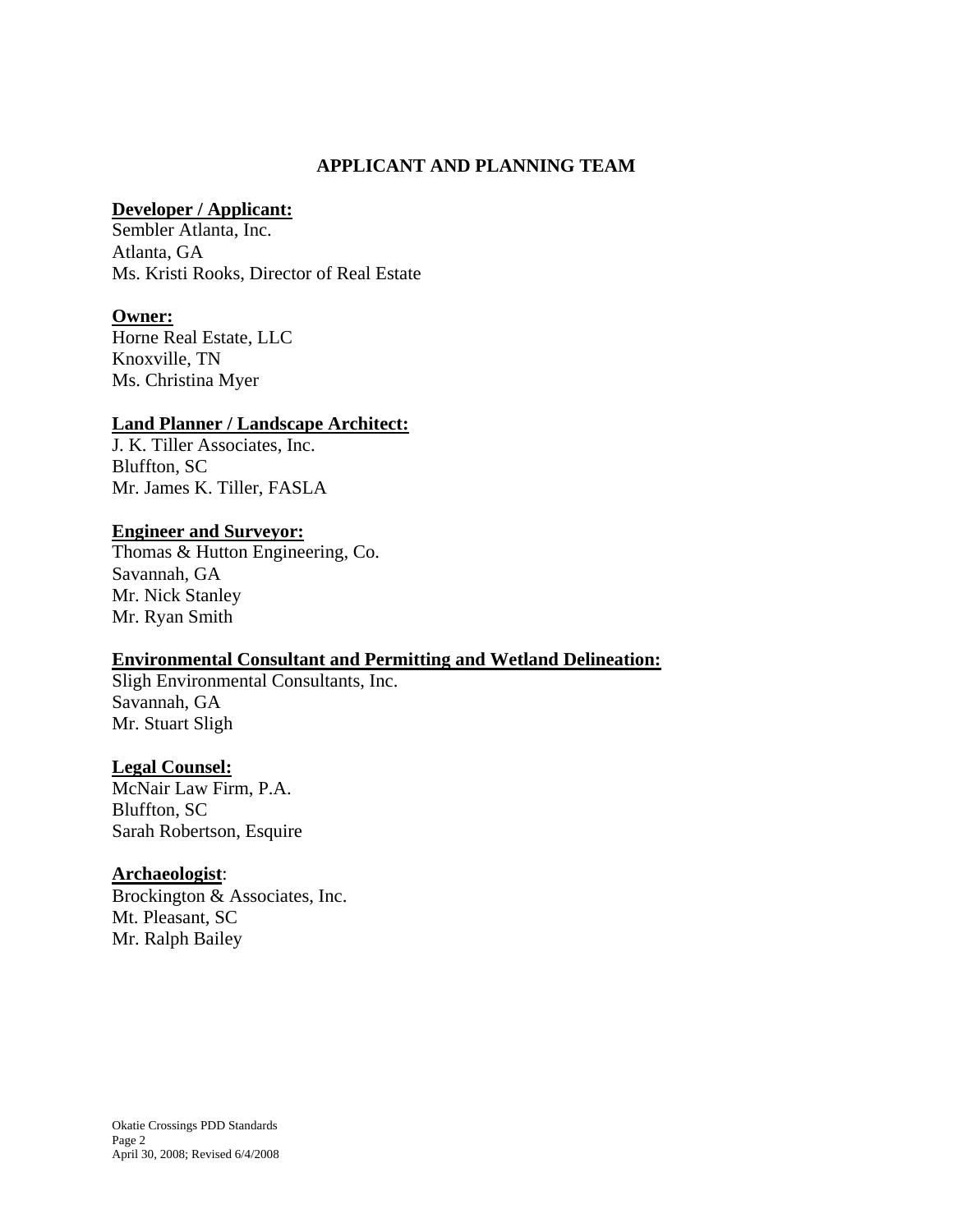## APPLICANT AND PLANNING TEAM

**Developer / Applicant:**
Sembler Atlanta, Inc.
Atlanta, GA
Ms. Kristi Rooks, Director of Real Estate

**Owner:**
Horne Real Estate, LLC
Knoxville, TN
Ms. Christina Myer

**Land Planner / Landscape Architect:**
J. K. Tiller Associates, Inc.
Bluffton, SC
Mr. James K. Tiller, FASLA

**Engineer and Surveyor:**
Thomas & Hutton Engineering, Co.
Savannah, GA
Mr. Nick Stanley
Mr. Ryan Smith

**Environmental Consultant and Permitting and Wetland Delineation:**
Sligh Environmental Consultants, Inc.
Savannah, GA
Mr. Stuart Sligh

**Legal Counsel:**
McNair Law Firm, P.A.
Bluffton, SC
Sarah Robertson, Esquire

**Archaeologist**:
Brockington & Associates, Inc.
Mt. Pleasant, SC
Mr. Ralph Bailey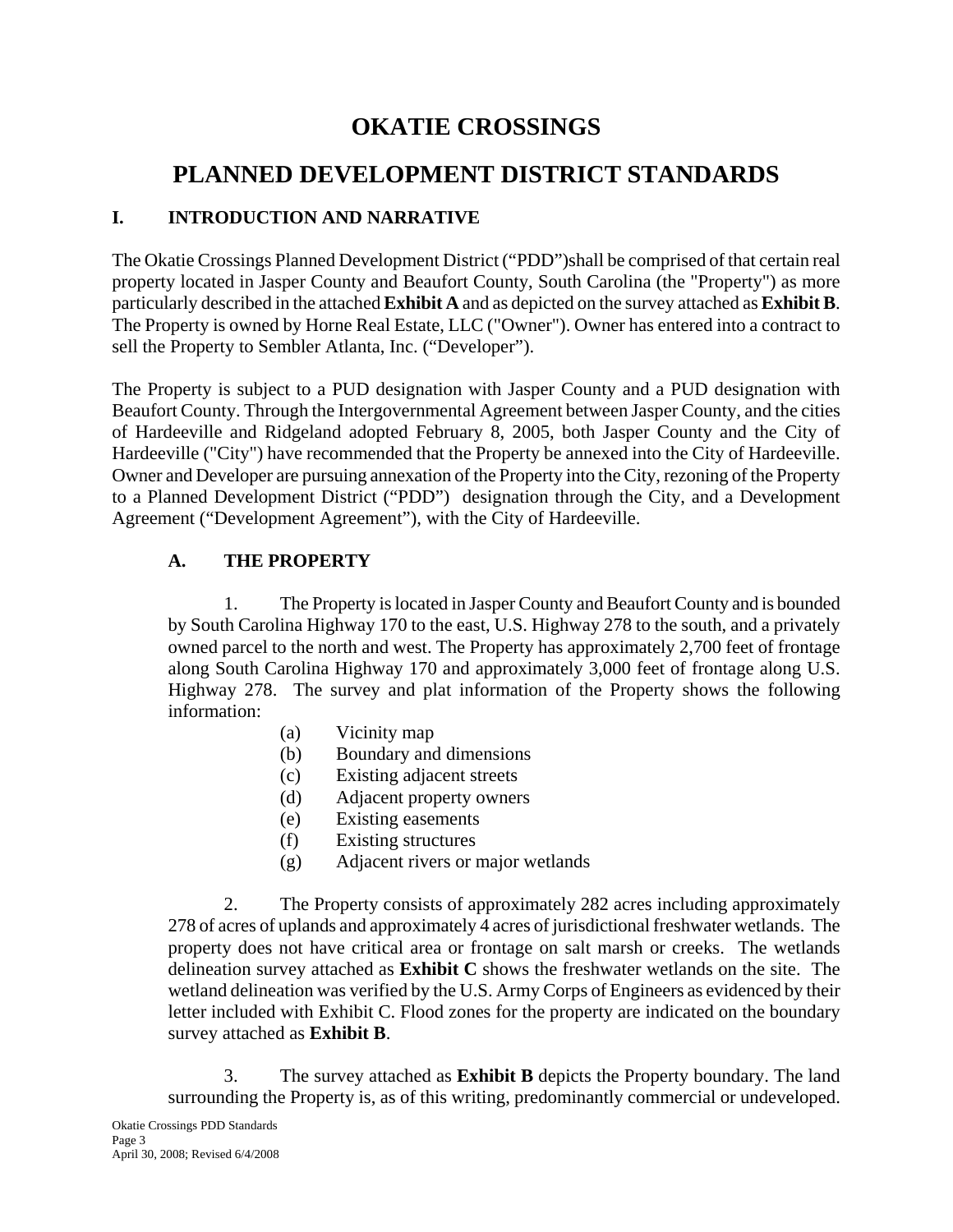# OKATIE CROSSINGS

# PLANNED DEVELOPMENT DISTRICT STANDARDS

## I. INTRODUCTION AND NARRATIVE

The Okatie Crossings Planned Development District ("PDD")shall be comprised of that certain real property located in Jasper County and Beaufort County, South Carolina (the "Property") as more particularly described in the attached **Exhibit A** and as depicted on the survey attached as **Exhibit B**. The Property is owned by Horne Real Estate, LLC ("Owner"). Owner has entered into a contract to sell the Property to Sembler Atlanta, Inc. ("Developer").

The Property is subject to a PUD designation with Jasper County and a PUD designation with Beaufort County. Through the Intergovernmental Agreement between Jasper County, and the cities of Hardeeville and Ridgeland adopted February 8, 2005, both Jasper County and the City of Hardeeville ("City") have recommended that the Property be annexed into the City of Hardeeville. Owner and Developer are pursuing annexation of the Property into the City, rezoning of the Property to a Planned Development District ("PDD") designation through the City, and a Development Agreement ("Development Agreement"), with the City of Hardeeville.

### A. THE PROPERTY

1. The Property is located in Jasper County and Beaufort County and is bounded by South Carolina Highway 170 to the east, U.S. Highway 278 to the south, and a privately owned parcel to the north and west. The Property has approximately 2,700 feet of frontage along South Carolina Highway 170 and approximately 3,000 feet of frontage along U.S. Highway 278. The survey and plat information of the Property shows the following information:

   (a) Vicinity map
   (b) Boundary and dimensions
   (c) Existing adjacent streets
   (d) Adjacent property owners
   (e) Existing easements
   (f) Existing structures
   (g) Adjacent rivers or major wetlands

2. The Property consists of approximately 282 acres including approximately 278 of acres of uplands and approximately 4 acres of jurisdictional freshwater wetlands. The property does not have critical area or frontage on salt marsh or creeks. The wetlands delineation survey attached as **Exhibit C** shows the freshwater wetlands on the site. The wetland delineation was verified by the U.S. Army Corps of Engineers as evidenced by their letter included with Exhibit C. Flood zones for the property are indicated on the boundary survey attached as **Exhibit B**.

3. The survey attached as **Exhibit B** depicts the Property boundary. The land surrounding the Property is, as of this writing, predominantly commercial or undeveloped.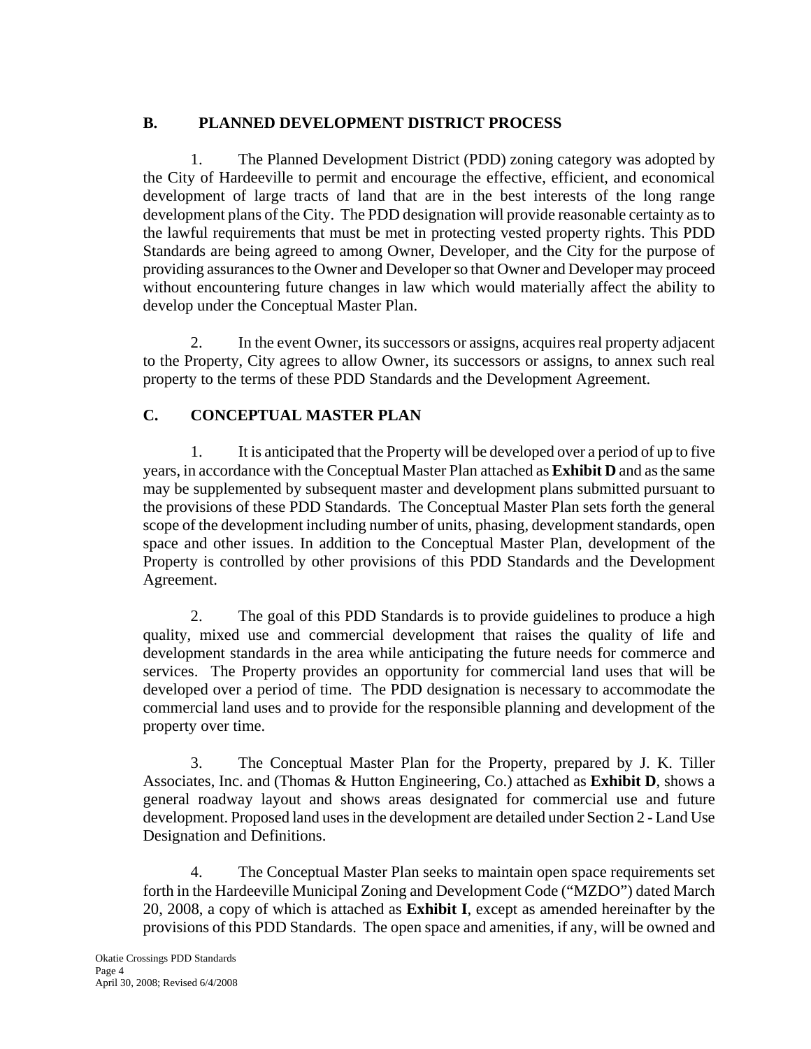## B. PLANNED DEVELOPMENT DISTRICT PROCESS

1. The Planned Development District (PDD) zoning category was adopted by the City of Hardeeville to permit and encourage the effective, efficient, and economical development of large tracts of land that are in the best interests of the long range development plans of the City. The PDD designation will provide reasonable certainty as to the lawful requirements that must be met in protecting vested property rights. This PDD Standards are being agreed to among Owner, Developer, and the City for the purpose of providing assurances to the Owner and Developer so that Owner and Developer may proceed without encountering future changes in law which would materially affect the ability to develop under the Conceptual Master Plan.

2. In the event Owner, its successors or assigns, acquires real property adjacent to the Property, City agrees to allow Owner, its successors or assigns, to annex such real property to the terms of these PDD Standards and the Development Agreement.

## C. CONCEPTUAL MASTER PLAN

1. It is anticipated that the Property will be developed over a period of up to five years, in accordance with the Conceptual Master Plan attached as **Exhibit D** and as the same may be supplemented by subsequent master and development plans submitted pursuant to the provisions of these PDD Standards. The Conceptual Master Plan sets forth the general scope of the development including number of units, phasing, development standards, open space and other issues. In addition to the Conceptual Master Plan, development of the Property is controlled by other provisions of this PDD Standards and the Development Agreement.

2. The goal of this PDD Standards is to provide guidelines to produce a high quality, mixed use and commercial development that raises the quality of life and development standards in the area while anticipating the future needs for commerce and services. The Property provides an opportunity for commercial land uses that will be developed over a period of time. The PDD designation is necessary to accommodate the commercial land uses and to provide for the responsible planning and development of the property over time.

3. The Conceptual Master Plan for the Property, prepared by J. K. Tiller Associates, Inc. and (Thomas & Hutton Engineering, Co.) attached as **Exhibit D**, shows a general roadway layout and shows areas designated for commercial use and future development. Proposed land uses in the development are detailed under Section 2 - Land Use Designation and Definitions.

4. The Conceptual Master Plan seeks to maintain open space requirements set forth in the Hardeeville Municipal Zoning and Development Code ("MZDO") dated March 20, 2008, a copy of which is attached as **Exhibit I**, except as amended hereinafter by the provisions of this PDD Standards. The open space and amenities, if any, will be owned and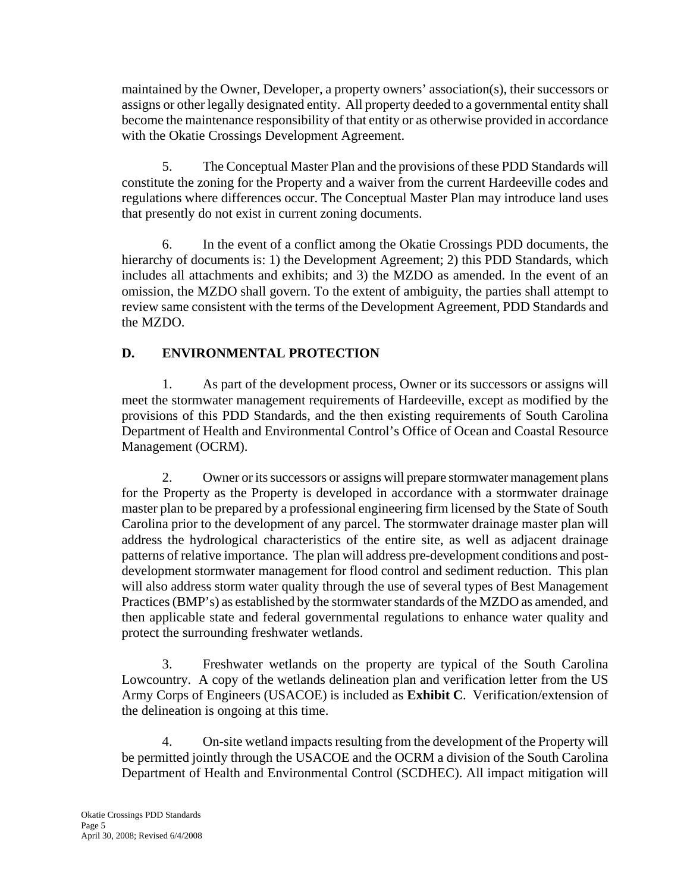maintained by the Owner, Developer, a property owners' association(s), their successors or assigns or other legally designated entity. All property deeded to a governmental entity shall become the maintenance responsibility of that entity or as otherwise provided in accordance with the Okatie Crossings Development Agreement.

5. The Conceptual Master Plan and the provisions of these PDD Standards will constitute the zoning for the Property and a waiver from the current Hardeeville codes and regulations where differences occur. The Conceptual Master Plan may introduce land uses that presently do not exist in current zoning documents.

6. In the event of a conflict among the Okatie Crossings PDD documents, the hierarchy of documents is: 1) the Development Agreement; 2) this PDD Standards, which includes all attachments and exhibits; and 3) the MZDO as amended. In the event of an omission, the MZDO shall govern. To the extent of ambiguity, the parties shall attempt to review same consistent with the terms of the Development Agreement, PDD Standards and the MZDO.

## D. ENVIRONMENTAL PROTECTION

1. As part of the development process, Owner or its successors or assigns will meet the stormwater management requirements of Hardeeville, except as modified by the provisions of this PDD Standards, and the then existing requirements of South Carolina Department of Health and Environmental Control's Office of Ocean and Coastal Resource Management (OCRM).

2. Owner or its successors or assigns will prepare stormwater management plans for the Property as the Property is developed in accordance with a stormwater drainage master plan to be prepared by a professional engineering firm licensed by the State of South Carolina prior to the development of any parcel. The stormwater drainage master plan will address the hydrological characteristics of the entire site, as well as adjacent drainage patterns of relative importance. The plan will address pre-development conditions and post-development stormwater management for flood control and sediment reduction. This plan will also address storm water quality through the use of several types of Best Management Practices (BMP's) as established by the stormwater standards of the MZDO as amended, and then applicable state and federal governmental regulations to enhance water quality and protect the surrounding freshwater wetlands.

3. Freshwater wetlands on the property are typical of the South Carolina Lowcountry. A copy of the wetlands delineation plan and verification letter from the US Army Corps of Engineers (USACOE) is included as **Exhibit C**. Verification/extension of the delineation is ongoing at this time.

4. On-site wetland impacts resulting from the development of the Property will be permitted jointly through the USACOE and the OCRM a division of the South Carolina Department of Health and Environmental Control (SCDHEC). All impact mitigation will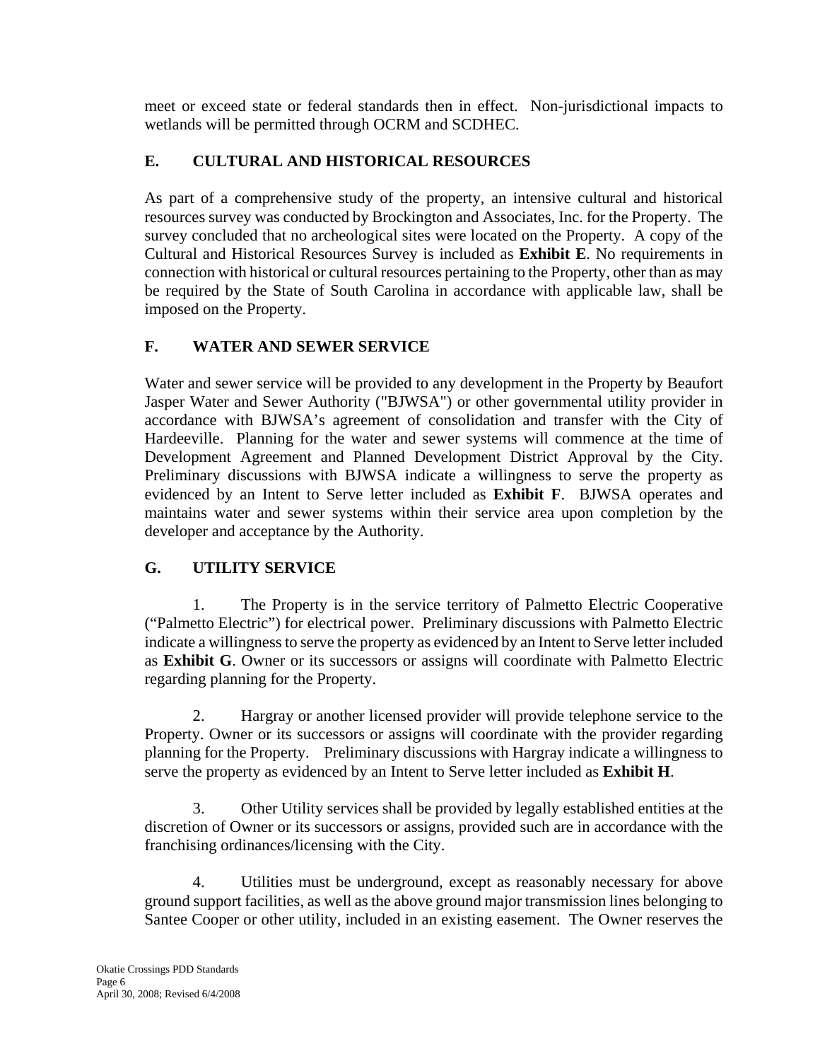meet or exceed state or federal standards then in effect. Non-jurisdictional impacts to wetlands will be permitted through OCRM and SCDHEC.

## E. CULTURAL AND HISTORICAL RESOURCES

As part of a comprehensive study of the property, an intensive cultural and historical resources survey was conducted by Brockington and Associates, Inc. for the Property. The survey concluded that no archeological sites were located on the Property. A copy of the Cultural and Historical Resources Survey is included as **Exhibit E**. No requirements in connection with historical or cultural resources pertaining to the Property, other than as may be required by the State of South Carolina in accordance with applicable law, shall be imposed on the Property.

## F. WATER AND SEWER SERVICE

Water and sewer service will be provided to any development in the Property by Beaufort Jasper Water and Sewer Authority ("BJWSA") or other governmental utility provider in accordance with BJWSA's agreement of consolidation and transfer with the City of Hardeeville. Planning for the water and sewer systems will commence at the time of Development Agreement and Planned Development District Approval by the City. Preliminary discussions with BJWSA indicate a willingness to serve the property as evidenced by an Intent to Serve letter included as **Exhibit F**. BJWSA operates and maintains water and sewer systems within their service area upon completion by the developer and acceptance by the Authority.

## G. UTILITY SERVICE

1. The Property is in the service territory of Palmetto Electric Cooperative ("Palmetto Electric") for electrical power. Preliminary discussions with Palmetto Electric indicate a willingness to serve the property as evidenced by an Intent to Serve letter included as **Exhibit G**. Owner or its successors or assigns will coordinate with Palmetto Electric regarding planning for the Property.

2. Hargray or another licensed provider will provide telephone service to the Property. Owner or its successors or assigns will coordinate with the provider regarding planning for the Property. Preliminary discussions with Hargray indicate a willingness to serve the property as evidenced by an Intent to Serve letter included as **Exhibit H**.

3. Other Utility services shall be provided by legally established entities at the discretion of Owner or its successors or assigns, provided such are in accordance with the franchising ordinances/licensing with the City.

4. Utilities must be underground, except as reasonably necessary for above ground support facilities, as well as the above ground major transmission lines belonging to Santee Cooper or other utility, included in an existing easement. The Owner reserves the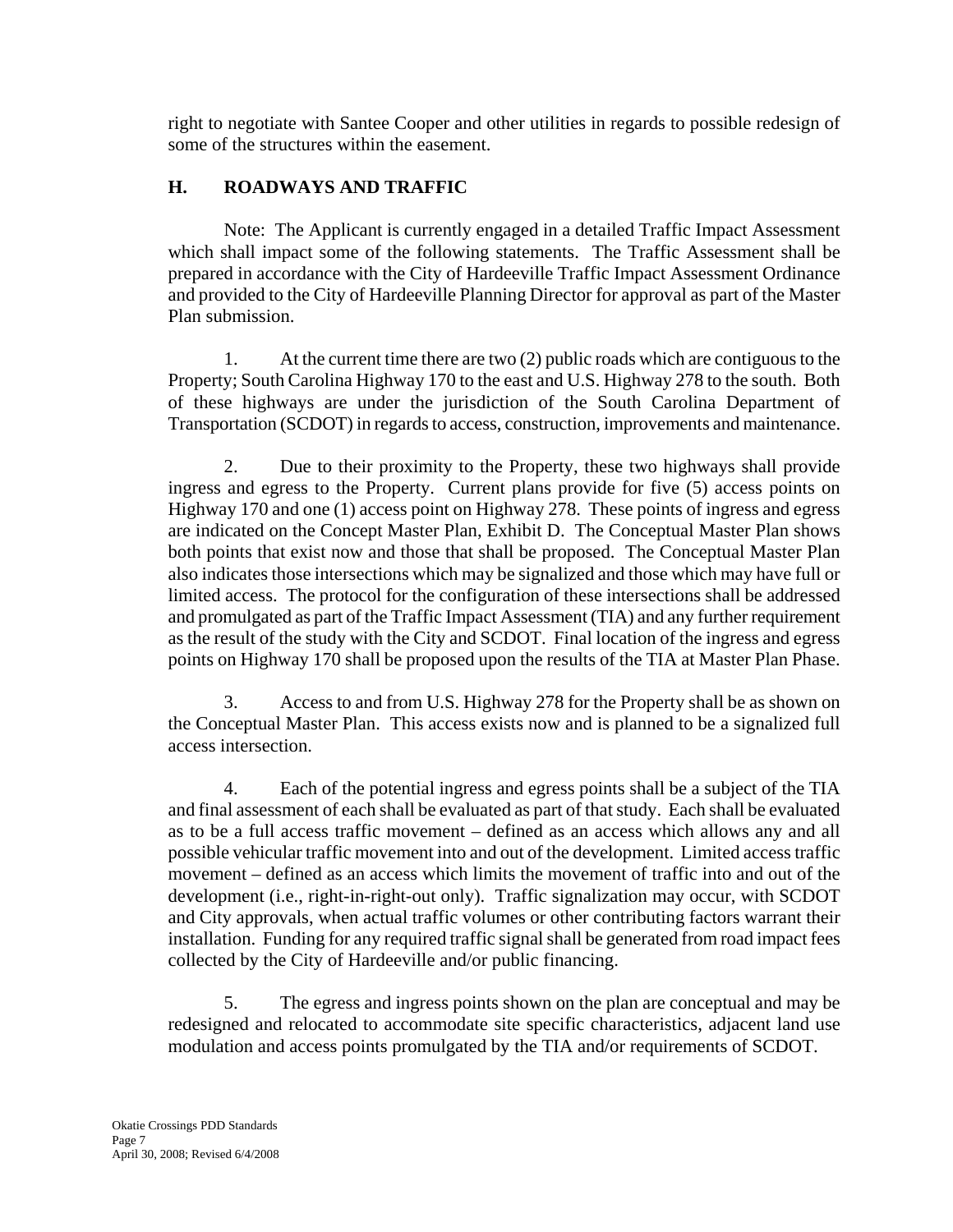right to negotiate with Santee Cooper and other utilities in regards to possible redesign of some of the structures within the easement.

## H. ROADWAYS AND TRAFFIC

Note: The Applicant is currently engaged in a detailed Traffic Impact Assessment which shall impact some of the following statements. The Traffic Assessment shall be prepared in accordance with the City of Hardeeville Traffic Impact Assessment Ordinance and provided to the City of Hardeeville Planning Director for approval as part of the Master Plan submission.

1. At the current time there are two (2) public roads which are contiguous to the Property; South Carolina Highway 170 to the east and U.S. Highway 278 to the south. Both of these highways are under the jurisdiction of the South Carolina Department of Transportation (SCDOT) in regards to access, construction, improvements and maintenance.

2. Due to their proximity to the Property, these two highways shall provide ingress and egress to the Property. Current plans provide for five (5) access points on Highway 170 and one (1) access point on Highway 278. These points of ingress and egress are indicated on the Concept Master Plan, Exhibit D. The Conceptual Master Plan shows both points that exist now and those that shall be proposed. The Conceptual Master Plan also indicates those intersections which may be signalized and those which may have full or limited access. The protocol for the configuration of these intersections shall be addressed and promulgated as part of the Traffic Impact Assessment (TIA) and any further requirement as the result of the study with the City and SCDOT. Final location of the ingress and egress points on Highway 170 shall be proposed upon the results of the TIA at Master Plan Phase.

3. Access to and from U.S. Highway 278 for the Property shall be as shown on the Conceptual Master Plan. This access exists now and is planned to be a signalized full access intersection.

4. Each of the potential ingress and egress points shall be a subject of the TIA and final assessment of each shall be evaluated as part of that study. Each shall be evaluated as to be a full access traffic movement – defined as an access which allows any and all possible vehicular traffic movement into and out of the development. Limited access traffic movement – defined as an access which limits the movement of traffic into and out of the development (i.e., right-in-right-out only). Traffic signalization may occur, with SCDOT and City approvals, when actual traffic volumes or other contributing factors warrant their installation. Funding for any required traffic signal shall be generated from road impact fees collected by the City of Hardeeville and/or public financing.

5. The egress and ingress points shown on the plan are conceptual and may be redesigned and relocated to accommodate site specific characteristics, adjacent land use modulation and access points promulgated by the TIA and/or requirements of SCDOT.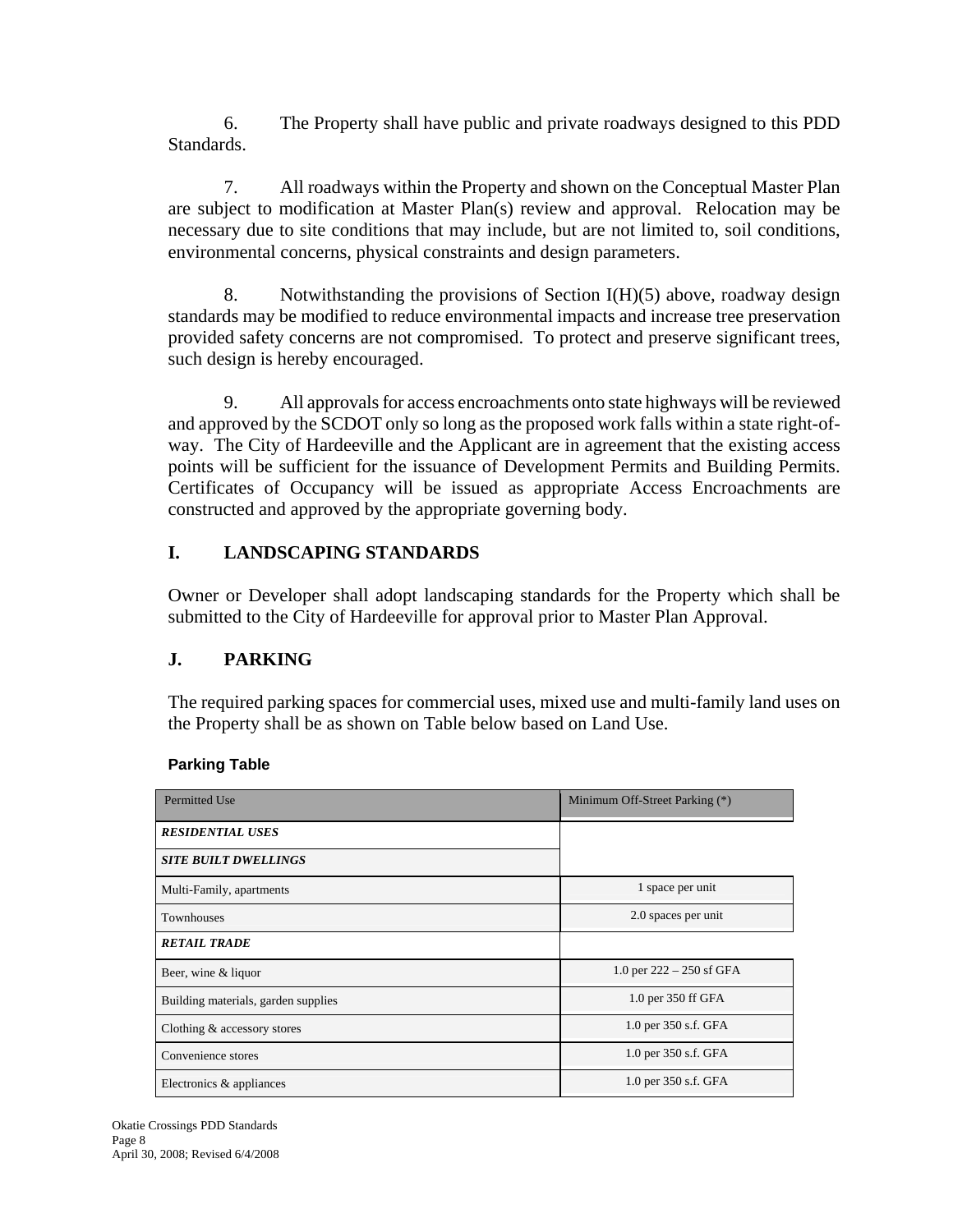6. The Property shall have public and private roadways designed to this PDD Standards.

7. All roadways within the Property and shown on the Conceptual Master Plan are subject to modification at Master Plan(s) review and approval. Relocation may be necessary due to site conditions that may include, but are not limited to, soil conditions, environmental concerns, physical constraints and design parameters.

8. Notwithstanding the provisions of Section I(H)(5) above, roadway design standards may be modified to reduce environmental impacts and increase tree preservation provided safety concerns are not compromised. To protect and preserve significant trees, such design is hereby encouraged.

9. All approvals for access encroachments onto state highways will be reviewed and approved by the SCDOT only so long as the proposed work falls within a state right-of-way. The City of Hardeeville and the Applicant are in agreement that the existing access points will be sufficient for the issuance of Development Permits and Building Permits. Certificates of Occupancy will be issued as appropriate Access Encroachments are constructed and approved by the appropriate governing body.

## I. LANDSCAPING STANDARDS

Owner or Developer shall adopt landscaping standards for the Property which shall be submitted to the City of Hardeeville for approval prior to Master Plan Approval.

## J. PARKING

The required parking spaces for commercial uses, mixed use and multi-family land uses on the Property shall be as shown on Table below based on Land Use.

**Parking Table**

| Permitted Use | Minimum Off-Street Parking (*) |
|---|---|
| ***RESIDENTIAL USES*** | |
| ***SITE BUILT DWELLINGS*** | |
| Multi-Family, apartments | 1 space per unit |
| Townhouses | 2.0 spaces per unit |
| ***RETAIL TRADE*** | |
| Beer, wine & liquor | 1.0 per 222 – 250 sf GFA |
| Building materials, garden supplies | 1.0 per 350 ff GFA |
| Clothing & accessory stores | 1.0 per 350 s.f. GFA |
| Convenience stores | 1.0 per 350 s.f. GFA |
| Electronics & appliances | 1.0 per 350 s.f. GFA |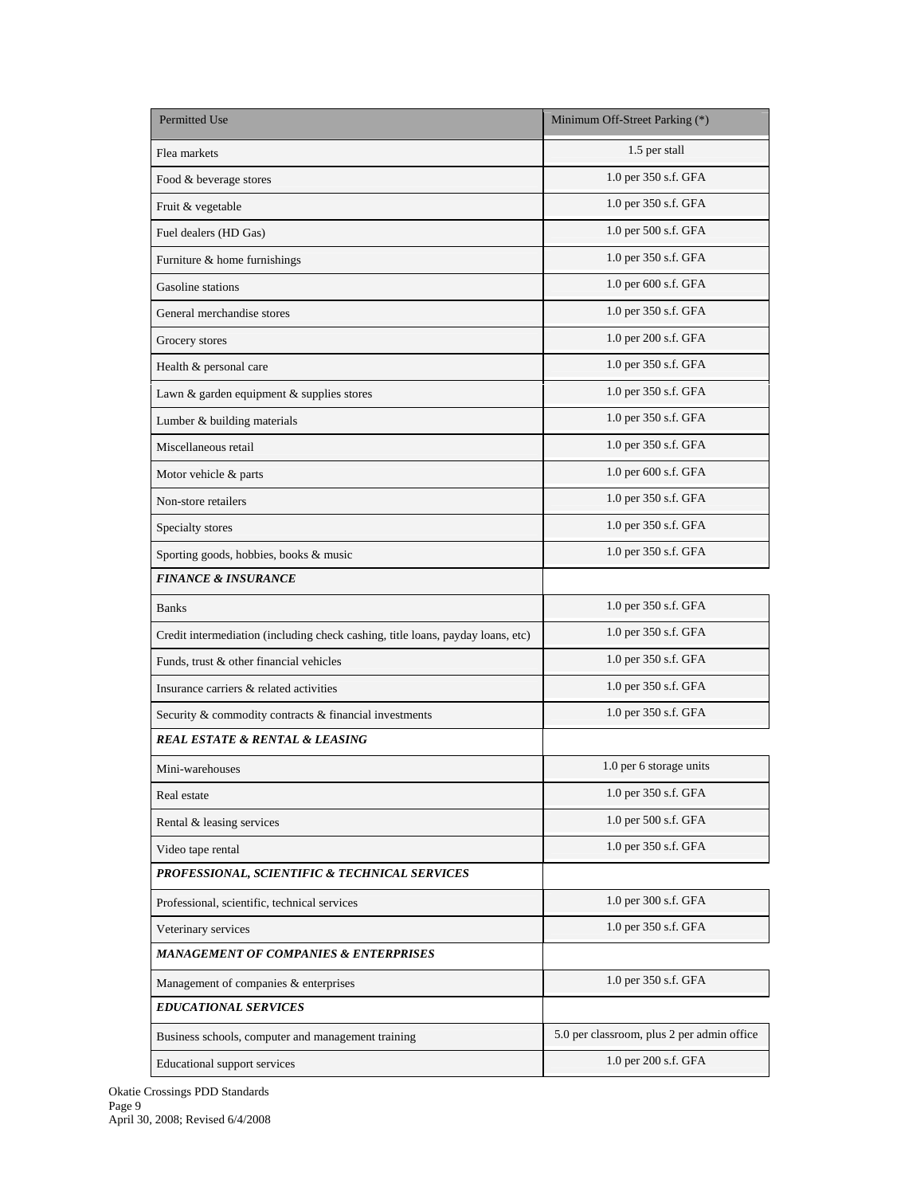| Permitted Use | Minimum Off-Street Parking (*) |
|---|---|
| Flea markets | 1.5 per stall |
| Food & beverage stores | 1.0 per 350 s.f. GFA |
| Fruit & vegetable | 1.0 per 350 s.f. GFA |
| Fuel dealers (HD Gas) | 1.0 per 500 s.f. GFA |
| Furniture & home furnishings | 1.0 per 350 s.f. GFA |
| Gasoline stations | 1.0 per 600 s.f. GFA |
| General merchandise stores | 1.0 per 350 s.f. GFA |
| Grocery stores | 1.0 per 200 s.f. GFA |
| Health & personal care | 1.0 per 350 s.f. GFA |
| Lawn & garden equipment & supplies stores | 1.0 per 350 s.f. GFA |
| Lumber & building materials | 1.0 per 350 s.f. GFA |
| Miscellaneous retail | 1.0 per 350 s.f. GFA |
| Motor vehicle & parts | 1.0 per 600 s.f. GFA |
| Non-store retailers | 1.0 per 350 s.f. GFA |
| Specialty stores | 1.0 per 350 s.f. GFA |
| Sporting goods, hobbies, books & music | 1.0 per 350 s.f. GFA |
| ***FINANCE & INSURANCE*** | |
| Banks | 1.0 per 350 s.f. GFA |
| Credit intermediation (including check cashing, title loans, payday loans, etc) | 1.0 per 350 s.f. GFA |
| Funds, trust & other financial vehicles | 1.0 per 350 s.f. GFA |
| Insurance carriers & related activities | 1.0 per 350 s.f. GFA |
| Security & commodity contracts & financial investments | 1.0 per 350 s.f. GFA |
| ***REAL ESTATE & RENTAL & LEASING*** | |
| Mini-warehouses | 1.0 per 6 storage units |
| Real estate | 1.0 per 350 s.f. GFA |
| Rental & leasing services | 1.0 per 500 s.f. GFA |
| Video tape rental | 1.0 per 350 s.f. GFA |
| ***PROFESSIONAL, SCIENTIFIC & TECHNICAL SERVICES*** | |
| Professional, scientific, technical services | 1.0 per 300 s.f. GFA |
| Veterinary services | 1.0 per 350 s.f. GFA |
| ***MANAGEMENT OF COMPANIES & ENTERPRISES*** | |
| Management of companies & enterprises | 1.0 per 350 s.f. GFA |
| ***EDUCATIONAL SERVICES*** | |
| Business schools, computer and management training | 5.0 per classroom, plus 2 per admin office |
| Educational support services | 1.0 per 200 s.f. GFA |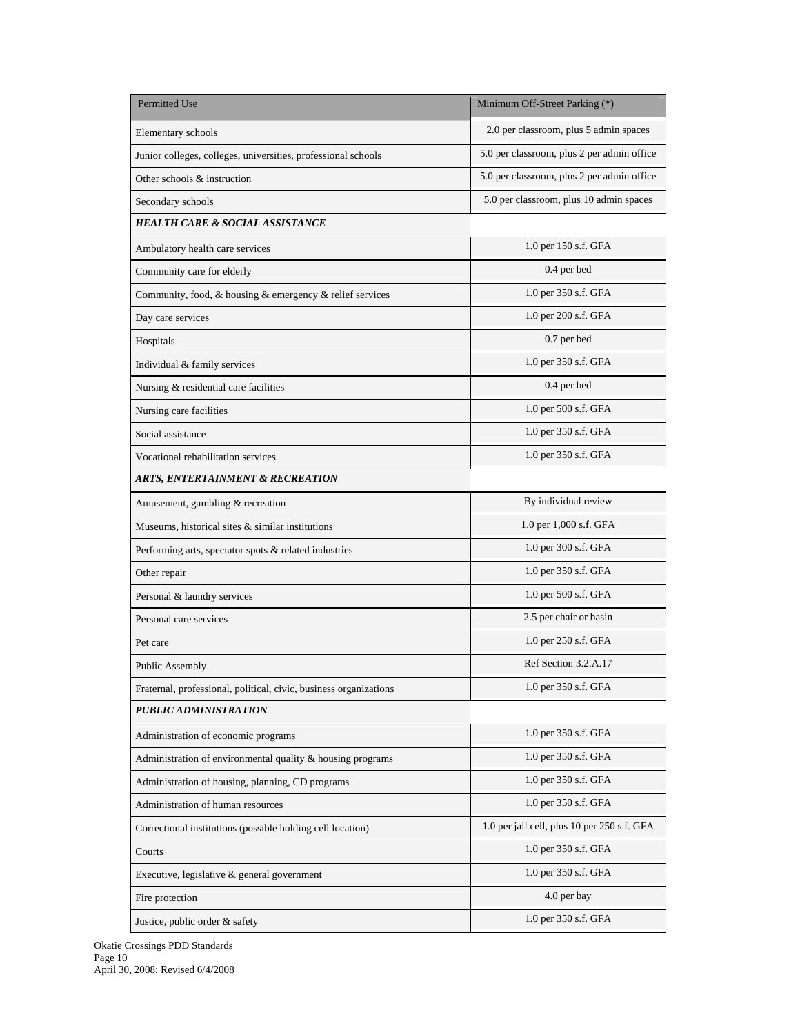| Permitted Use | Minimum Off-Street Parking (*) |
| --- | --- |
| Elementary schools | 2.0 per classroom, plus 5 admin spaces |
| Junior colleges, colleges, universities, professional schools | 5.0 per classroom, plus 2 per admin office |
| Other schools & instruction | 5.0 per classroom, plus 2 per admin office |
| Secondary schools | 5.0 per classroom, plus 10 admin spaces |
| ***HEALTH CARE & SOCIAL ASSISTANCE*** | |
| Ambulatory health care services | 1.0 per 150 s.f. GFA |
| Community care for elderly | 0.4 per bed |
| Community, food, & housing & emergency & relief services | 1.0 per 350 s.f. GFA |
| Day care services | 1.0 per 200 s.f. GFA |
| Hospitals | 0.7 per bed |
| Individual & family services | 1.0 per 350 s.f. GFA |
| Nursing & residential care facilities | 0.4 per bed |
| Nursing care facilities | 1.0 per 500 s.f. GFA |
| Social assistance | 1.0 per 350 s.f. GFA |
| Vocational rehabilitation services | 1.0 per 350 s.f. GFA |
| ***ARTS, ENTERTAINMENT & RECREATION*** | |
| Amusement, gambling & recreation | By individual review |
| Museums, historical sites & similar institutions | 1.0 per 1,000 s.f. GFA |
| Performing arts, spectator spots & related industries | 1.0 per 300 s.f. GFA |
| Other repair | 1.0 per 350 s.f. GFA |
| Personal & laundry services | 1.0 per 500 s.f. GFA |
| Personal care services | 2.5 per chair or basin |
| Pet care | 1.0 per 250 s.f. GFA |
| Public Assembly | Ref Section 3.2.A.17 |
| Fraternal, professional, political, civic, business organizations | 1.0 per 350 s.f. GFA |
| ***PUBLIC ADMINISTRATION*** | |
| Administration of economic programs | 1.0 per 350 s.f. GFA |
| Administration of environmental quality & housing programs | 1.0 per 350 s.f. GFA |
| Administration of housing, planning, CD programs | 1.0 per 350 s.f. GFA |
| Administration of human resources | 1.0 per 350 s.f. GFA |
| Correctional institutions (possible holding cell location) | 1.0 per jail cell, plus 10 per 250 s.f. GFA |
| Courts | 1.0 per 350 s.f. GFA |
| Executive, legislative & general government | 1.0 per 350 s.f. GFA |
| Fire protection | 4.0 per bay |
| Justice, public order & safety | 1.0 per 350 s.f. GFA |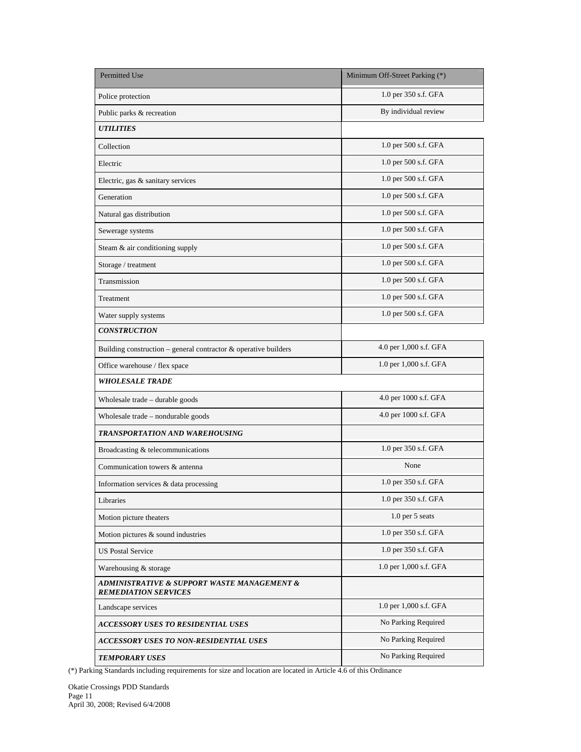| Permitted Use | Minimum Off-Street Parking (*) |
|---|---|
| Police protection | 1.0 per 350 s.f. GFA |
| Public parks & recreation | By individual review |
| ***UTILITIES*** | |
| Collection | 1.0 per 500 s.f. GFA |
| Electric | 1.0 per 500 s.f. GFA |
| Electric, gas & sanitary services | 1.0 per 500 s.f. GFA |
| Generation | 1.0 per 500 s.f. GFA |
| Natural gas distribution | 1.0 per 500 s.f. GFA |
| Sewerage systems | 1.0 per 500 s.f. GFA |
| Steam & air conditioning supply | 1.0 per 500 s.f. GFA |
| Storage / treatment | 1.0 per 500 s.f. GFA |
| Transmission | 1.0 per 500 s.f. GFA |
| Treatment | 1.0 per 500 s.f. GFA |
| Water supply systems | 1.0 per 500 s.f. GFA |
| ***CONSTRUCTION*** | |
| Building construction – general contractor & operative builders | 4.0 per 1,000 s.f. GFA |
| Office warehouse / flex space | 1.0 per 1,000 s.f. GFA |
| ***WHOLESALE TRADE*** | |
| Wholesale trade – durable goods | 4.0 per 1000 s.f. GFA |
| Wholesale trade – nondurable goods | 4.0 per 1000 s.f. GFA |
| ***TRANSPORTATION AND WAREHOUSING*** | |
| Broadcasting & telecommunications | 1.0 per 350 s.f. GFA |
| Communication towers & antenna | None |
| Information services & data processing | 1.0 per 350 s.f. GFA |
| Libraries | 1.0 per 350 s.f. GFA |
| Motion picture theaters | 1.0 per 5 seats |
| Motion pictures & sound industries | 1.0 per 350 s.f. GFA |
| US Postal Service | 1.0 per 350 s.f. GFA |
| Warehousing & storage | 1.0 per 1,000 s.f. GFA |
| ***ADMINISTRATIVE & SUPPORT WASTE MANAGEMENT & REMEDIATION SERVICES*** | |
| Landscape services | 1.0 per 1,000 s.f. GFA |
| ***ACCESSORY USES TO RESIDENTIAL USES*** | No Parking Required |
| ***ACCESSORY USES TO NON-RESIDENTIAL USES*** | No Parking Required |
| ***TEMPORARY USES*** | No Parking Required |

(*) Parking Standards including requirements for size and location are located in Article 4.6 of this Ordinance

Okatie Crossings PDD Standards
April 30, 2008; Revised 6/4/2008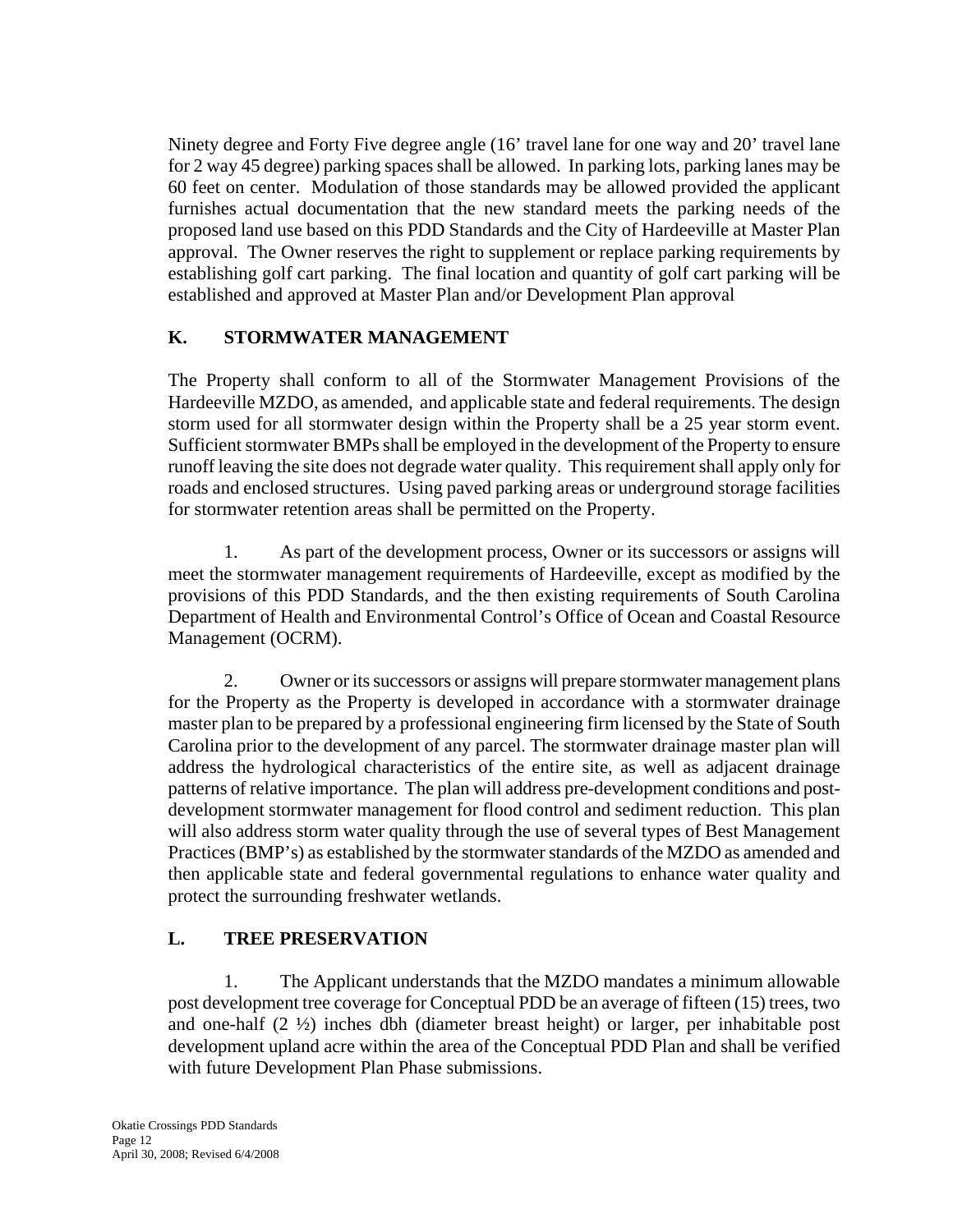Ninety degree and Forty Five degree angle (16' travel lane for one way and 20' travel lane for 2 way 45 degree) parking spaces shall be allowed. In parking lots, parking lanes may be 60 feet on center. Modulation of those standards may be allowed provided the applicant furnishes actual documentation that the new standard meets the parking needs of the proposed land use based on this PDD Standards and the City of Hardeeville at Master Plan approval. The Owner reserves the right to supplement or replace parking requirements by establishing golf cart parking. The final location and quantity of golf cart parking will be established and approved at Master Plan and/or Development Plan approval

## K. STORMWATER MANAGEMENT

The Property shall conform to all of the Stormwater Management Provisions of the Hardeeville MZDO, as amended, and applicable state and federal requirements. The design storm used for all stormwater design within the Property shall be a 25 year storm event. Sufficient stormwater BMPs shall be employed in the development of the Property to ensure runoff leaving the site does not degrade water quality. This requirement shall apply only for roads and enclosed structures. Using paved parking areas or underground storage facilities for stormwater retention areas shall be permitted on the Property.

1. As part of the development process, Owner or its successors or assigns will meet the stormwater management requirements of Hardeeville, except as modified by the provisions of this PDD Standards, and the then existing requirements of South Carolina Department of Health and Environmental Control's Office of Ocean and Coastal Resource Management (OCRM).

2. Owner or its successors or assigns will prepare stormwater management plans for the Property as the Property is developed in accordance with a stormwater drainage master plan to be prepared by a professional engineering firm licensed by the State of South Carolina prior to the development of any parcel. The stormwater drainage master plan will address the hydrological characteristics of the entire site, as well as adjacent drainage patterns of relative importance. The plan will address pre-development conditions and post-development stormwater management for flood control and sediment reduction. This plan will also address storm water quality through the use of several types of Best Management Practices (BMP's) as established by the stormwater standards of the MZDO as amended and then applicable state and federal governmental regulations to enhance water quality and protect the surrounding freshwater wetlands.

## L. TREE PRESERVATION

1. The Applicant understands that the MZDO mandates a minimum allowable post development tree coverage for Conceptual PDD be an average of fifteen (15) trees, two and one-half (2 ½) inches dbh (diameter breast height) or larger, per inhabitable post development upland acre within the area of the Conceptual PDD Plan and shall be verified with future Development Plan Phase submissions.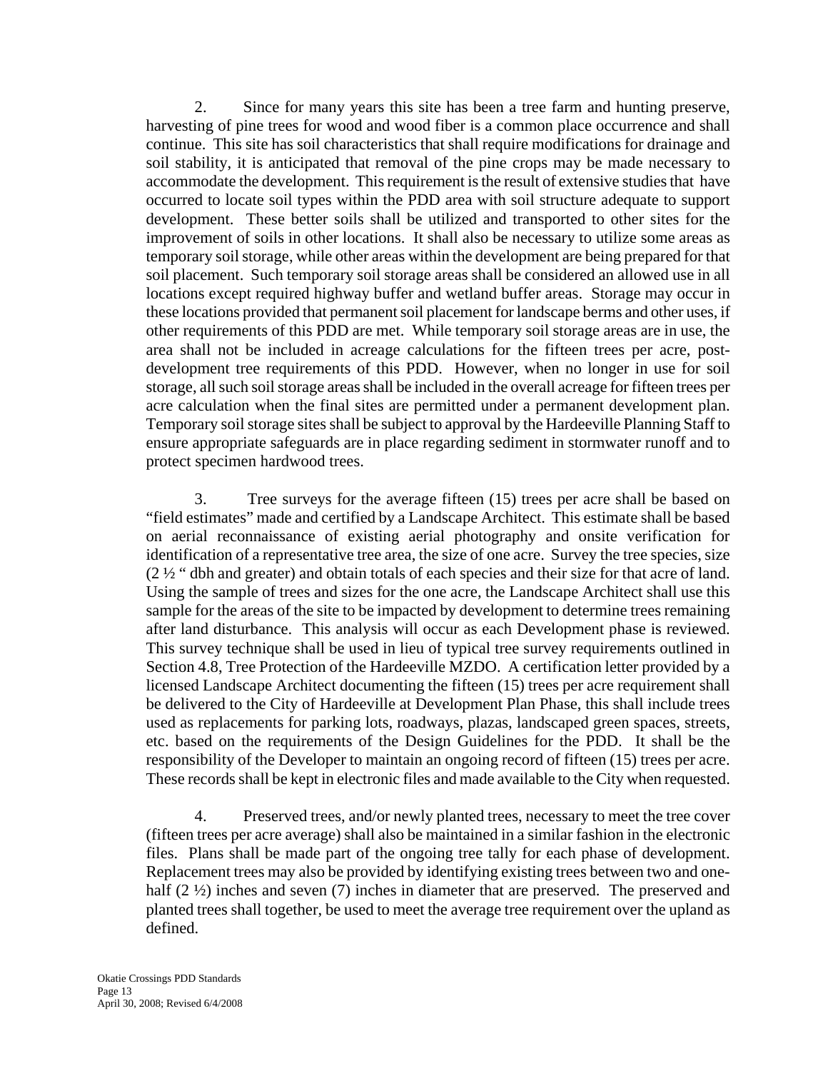2. Since for many years this site has been a tree farm and hunting preserve, harvesting of pine trees for wood and wood fiber is a common place occurrence and shall continue. This site has soil characteristics that shall require modifications for drainage and soil stability, it is anticipated that removal of the pine crops may be made necessary to accommodate the development. This requirement is the result of extensive studies that have occurred to locate soil types within the PDD area with soil structure adequate to support development. These better soils shall be utilized and transported to other sites for the improvement of soils in other locations. It shall also be necessary to utilize some areas as temporary soil storage, while other areas within the development are being prepared for that soil placement. Such temporary soil storage areas shall be considered an allowed use in all locations except required highway buffer and wetland buffer areas. Storage may occur in these locations provided that permanent soil placement for landscape berms and other uses, if other requirements of this PDD are met. While temporary soil storage areas are in use, the area shall not be included in acreage calculations for the fifteen trees per acre, post-development tree requirements of this PDD. However, when no longer in use for soil storage, all such soil storage areas shall be included in the overall acreage for fifteen trees per acre calculation when the final sites are permitted under a permanent development plan. Temporary soil storage sites shall be subject to approval by the Hardeeville Planning Staff to ensure appropriate safeguards are in place regarding sediment in stormwater runoff and to protect specimen hardwood trees.

3. Tree surveys for the average fifteen (15) trees per acre shall be based on "field estimates" made and certified by a Landscape Architect. This estimate shall be based on aerial reconnaissance of existing aerial photography and onsite verification for identification of a representative tree area, the size of one acre. Survey the tree species, size (2 ½ " dbh and greater) and obtain totals of each species and their size for that acre of land. Using the sample of trees and sizes for the one acre, the Landscape Architect shall use this sample for the areas of the site to be impacted by development to determine trees remaining after land disturbance. This analysis will occur as each Development phase is reviewed. This survey technique shall be used in lieu of typical tree survey requirements outlined in Section 4.8, Tree Protection of the Hardeeville MZDO. A certification letter provided by a licensed Landscape Architect documenting the fifteen (15) trees per acre requirement shall be delivered to the City of Hardeeville at Development Plan Phase, this shall include trees used as replacements for parking lots, roadways, plazas, landscaped green spaces, streets, etc. based on the requirements of the Design Guidelines for the PDD. It shall be the responsibility of the Developer to maintain an ongoing record of fifteen (15) trees per acre. These records shall be kept in electronic files and made available to the City when requested.

4. Preserved trees, and/or newly planted trees, necessary to meet the tree cover (fifteen trees per acre average) shall also be maintained in a similar fashion in the electronic files. Plans shall be made part of the ongoing tree tally for each phase of development. Replacement trees may also be provided by identifying existing trees between two and one-half (2 ½) inches and seven (7) inches in diameter that are preserved. The preserved and planted trees shall together, be used to meet the average tree requirement over the upland as defined.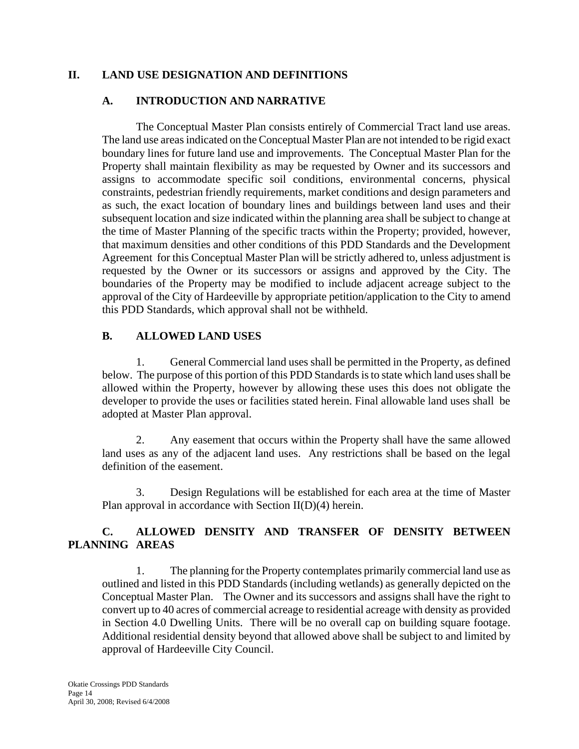## II. LAND USE DESIGNATION AND DEFINITIONS

### A. INTRODUCTION AND NARRATIVE

The Conceptual Master Plan consists entirely of Commercial Tract land use areas. The land use areas indicated on the Conceptual Master Plan are not intended to be rigid exact boundary lines for future land use and improvements. The Conceptual Master Plan for the Property shall maintain flexibility as may be requested by Owner and its successors and assigns to accommodate specific soil conditions, environmental concerns, physical constraints, pedestrian friendly requirements, market conditions and design parameters and as such, the exact location of boundary lines and buildings between land uses and their subsequent location and size indicated within the planning area shall be subject to change at the time of Master Planning of the specific tracts within the Property; provided, however, that maximum densities and other conditions of this PDD Standards and the Development Agreement for this Conceptual Master Plan will be strictly adhered to, unless adjustment is requested by the Owner or its successors or assigns and approved by the City. The boundaries of the Property may be modified to include adjacent acreage subject to the approval of the City of Hardeeville by appropriate petition/application to the City to amend this PDD Standards, which approval shall not be withheld.

### B. ALLOWED LAND USES

1. General Commercial land uses shall be permitted in the Property, as defined below. The purpose of this portion of this PDD Standards is to state which land uses shall be allowed within the Property, however by allowing these uses this does not obligate the developer to provide the uses or facilities stated herein. Final allowable land uses shall be adopted at Master Plan approval.

2. Any easement that occurs within the Property shall have the same allowed land uses as any of the adjacent land uses. Any restrictions shall be based on the legal definition of the easement.

3. Design Regulations will be established for each area at the time of Master Plan approval in accordance with Section II(D)(4) herein.

### C. ALLOWED DENSITY AND TRANSFER OF DENSITY BETWEEN PLANNING AREAS

1. The planning for the Property contemplates primarily commercial land use as outlined and listed in this PDD Standards (including wetlands) as generally depicted on the Conceptual Master Plan. The Owner and its successors and assigns shall have the right to convert up to 40 acres of commercial acreage to residential acreage with density as provided in Section 4.0 Dwelling Units. There will be no overall cap on building square footage. Additional residential density beyond that allowed above shall be subject to and limited by approval of Hardeeville City Council.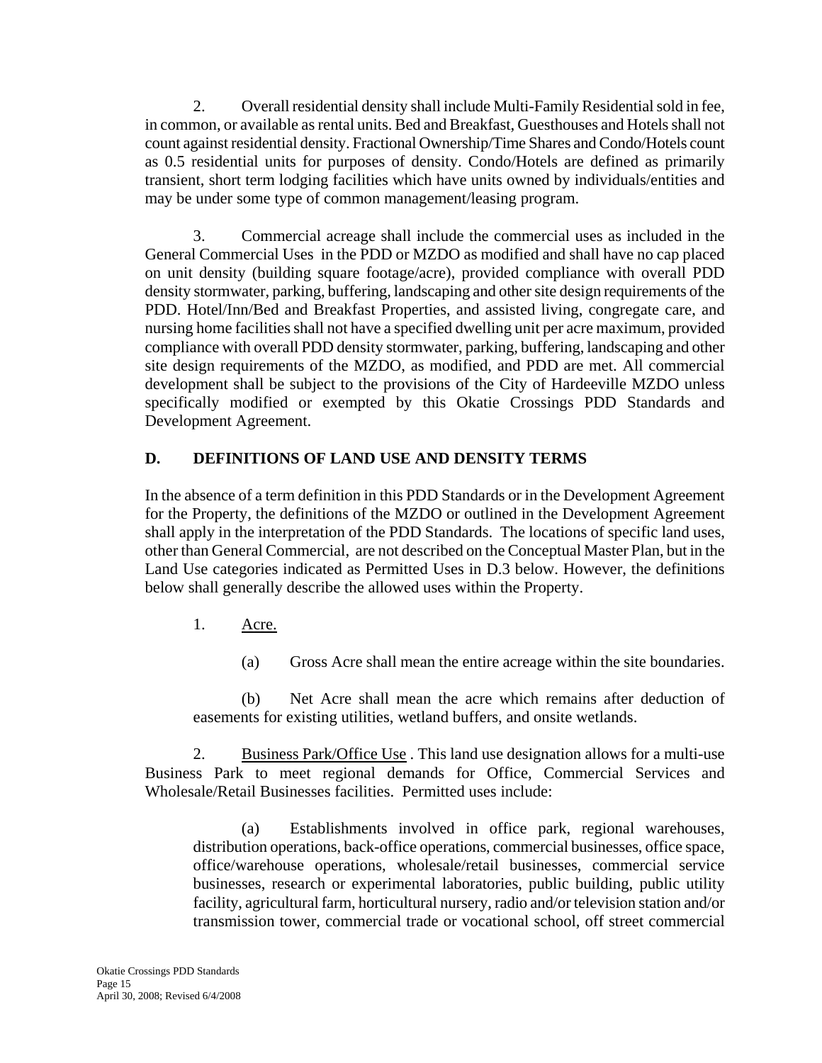2. Overall residential density shall include Multi-Family Residential sold in fee, in common, or available as rental units. Bed and Breakfast, Guesthouses and Hotels shall not count against residential density. Fractional Ownership/Time Shares and Condo/Hotels count as 0.5 residential units for purposes of density. Condo/Hotels are defined as primarily transient, short term lodging facilities which have units owned by individuals/entities and may be under some type of common management/leasing program.

3. Commercial acreage shall include the commercial uses as included in the General Commercial Uses in the PDD or MZDO as modified and shall have no cap placed on unit density (building square footage/acre), provided compliance with overall PDD density stormwater, parking, buffering, landscaping and other site design requirements of the PDD. Hotel/Inn/Bed and Breakfast Properties, and assisted living, congregate care, and nursing home facilities shall not have a specified dwelling unit per acre maximum, provided compliance with overall PDD density stormwater, parking, buffering, landscaping and other site design requirements of the MZDO, as modified, and PDD are met. All commercial development shall be subject to the provisions of the City of Hardeeville MZDO unless specifically modified or exempted by this Okatie Crossings PDD Standards and Development Agreement.

## D. DEFINITIONS OF LAND USE AND DENSITY TERMS

In the absence of a term definition in this PDD Standards or in the Development Agreement for the Property, the definitions of the MZDO or outlined in the Development Agreement shall apply in the interpretation of the PDD Standards. The locations of specific land uses, other than General Commercial, are not described on the Conceptual Master Plan, but in the Land Use categories indicated as Permitted Uses in D.3 below. However, the definitions below shall generally describe the allowed uses within the Property.

1. Acre.

    (a) Gross Acre shall mean the entire acreage within the site boundaries.

    (b) Net Acre shall mean the acre which remains after deduction of easements for existing utilities, wetland buffers, and onsite wetlands.

2. Business Park/Office Use . This land use designation allows for a multi-use Business Park to meet regional demands for Office, Commercial Services and Wholesale/Retail Businesses facilities. Permitted uses include:

    (a) Establishments involved in office park, regional warehouses, distribution operations, back-office operations, commercial businesses, office space, office/warehouse operations, wholesale/retail businesses, commercial service businesses, research or experimental laboratories, public building, public utility facility, agricultural farm, horticultural nursery, radio and/or television station and/or transmission tower, commercial trade or vocational school, off street commercial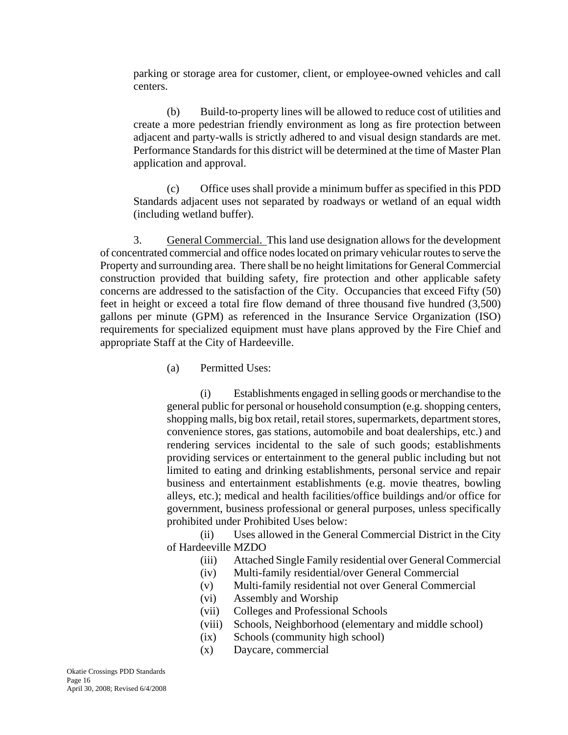parking or storage area for customer, client, or employee-owned vehicles and call centers.

(b) Build-to-property lines will be allowed to reduce cost of utilities and create a more pedestrian friendly environment as long as fire protection between adjacent and party-walls is strictly adhered to and visual design standards are met. Performance Standards for this district will be determined at the time of Master Plan application and approval.

(c) Office uses shall provide a minimum buffer as specified in this PDD Standards adjacent uses not separated by roadways or wetland of an equal width (including wetland buffer).

3. General Commercial. This land use designation allows for the development of concentrated commercial and office nodes located on primary vehicular routes to serve the Property and surrounding area. There shall be no height limitations for General Commercial construction provided that building safety, fire protection and other applicable safety concerns are addressed to the satisfaction of the City. Occupancies that exceed Fifty (50) feet in height or exceed a total fire flow demand of three thousand five hundred (3,500) gallons per minute (GPM) as referenced in the Insurance Service Organization (ISO) requirements for specialized equipment must have plans approved by the Fire Chief and appropriate Staff at the City of Hardeeville.

(a) Permitted Uses:

(i) Establishments engaged in selling goods or merchandise to the general public for personal or household consumption (e.g. shopping centers, shopping malls, big box retail, retail stores, supermarkets, department stores, convenience stores, gas stations, automobile and boat dealerships, etc.) and rendering services incidental to the sale of such goods; establishments providing services or entertainment to the general public including but not limited to eating and drinking establishments, personal service and repair business and entertainment establishments (e.g. movie theatres, bowling alleys, etc.); medical and health facilities/office buildings and/or office for government, business professional or general purposes, unless specifically prohibited under Prohibited Uses below:

(ii) Uses allowed in the General Commercial District in the City of Hardeeville MZDO

(iii) Attached Single Family residential over General Commercial

(iv) Multi-family residential/over General Commercial

(v) Multi-family residential not over General Commercial

(vi) Assembly and Worship

(vii) Colleges and Professional Schools

(viii) Schools, Neighborhood (elementary and middle school)

(ix) Schools (community high school)

(x) Daycare, commercial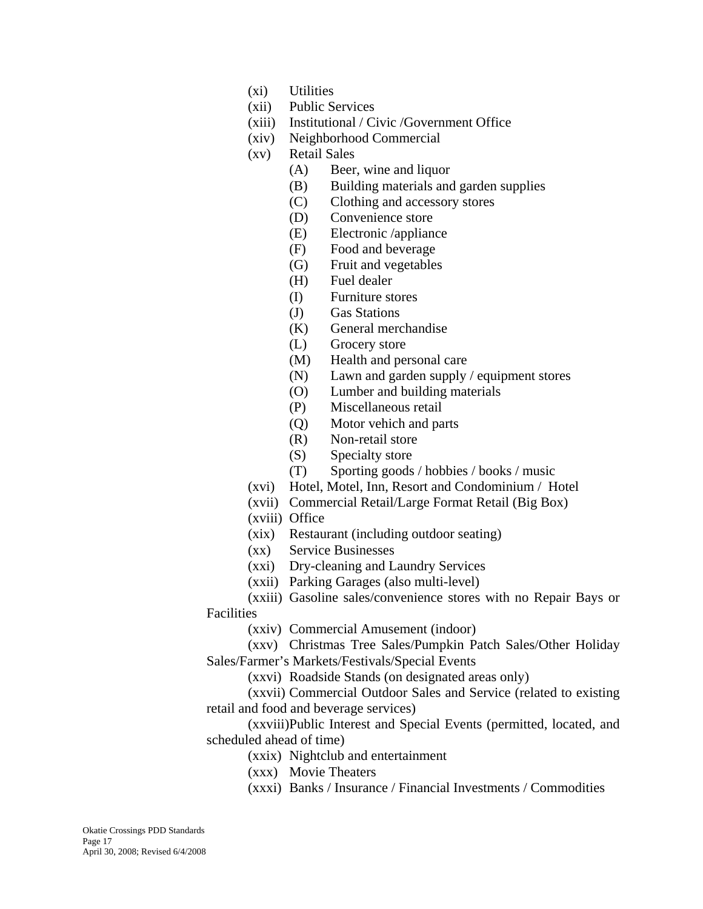- (xi) Utilities
- (xii) Public Services
- (xiii) Institutional / Civic /Government Office
- (xiv) Neighborhood Commercial
- (xv) Retail Sales
  - (A) Beer, wine and liquor
  - (B) Building materials and garden supplies
  - (C) Clothing and accessory stores
  - (D) Convenience store
  - (E) Electronic /appliance
  - (F) Food and beverage
  - (G) Fruit and vegetables
  - (H) Fuel dealer
  - (I) Furniture stores
  - (J) Gas Stations
  - (K) General merchandise
  - (L) Grocery store
  - (M) Health and personal care
  - (N) Lawn and garden supply / equipment stores
  - (O) Lumber and building materials
  - (P) Miscellaneous retail
  - (Q) Motor vehich and parts
  - (R) Non-retail store
  - (S) Specialty store
  - (T) Sporting goods / hobbies / books / music
- (xvi) Hotel, Motel, Inn, Resort and Condominium / Hotel
- (xvii) Commercial Retail/Large Format Retail (Big Box)
- (xviii) Office
- (xix) Restaurant (including outdoor seating)
- (xx) Service Businesses
- (xxi) Dry-cleaning and Laundry Services
- (xxii) Parking Garages (also multi-level)
- (xxiii) Gasoline sales/convenience stores with no Repair Bays or Facilities
- (xxiv) Commercial Amusement (indoor)
- (xxv) Christmas Tree Sales/Pumpkin Patch Sales/Other Holiday Sales/Farmer's Markets/Festivals/Special Events
- (xxvi) Roadside Stands (on designated areas only)
- (xxvii) Commercial Outdoor Sales and Service (related to existing retail and food and beverage services)
- (xxviii) Public Interest and Special Events (permitted, located, and scheduled ahead of time)
- (xxix) Nightclub and entertainment
- (xxx) Movie Theaters
- (xxxi) Banks / Insurance / Financial Investments / Commodities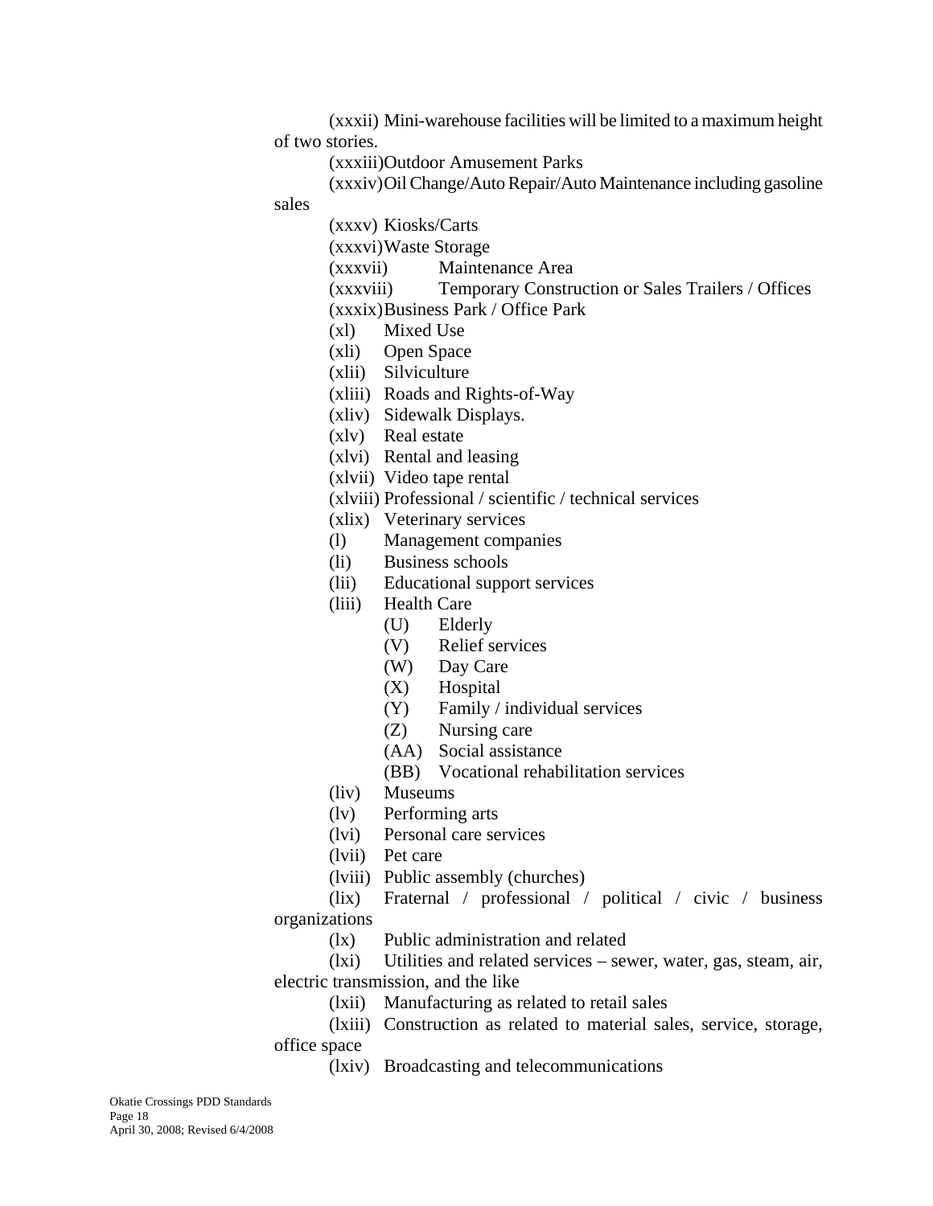(xxxii) Mini-warehouse facilities will be limited to a maximum height of two stories.

(xxxiii) Outdoor Amusement Parks

(xxxiv) Oil Change/Auto Repair/Auto Maintenance including gasoline sales

(xxxv) Kiosks/Carts

(xxxvi) Waste Storage

(xxxvii) Maintenance Area

(xxxviii) Temporary Construction or Sales Trailers / Offices

(xxxix) Business Park / Office Park

(xl) Mixed Use

(xli) Open Space

(xlii) Silviculture

(xliii) Roads and Rights-of-Way

(xliv) Sidewalk Displays.

(xlv) Real estate

(xlvi) Rental and leasing

(xlvii) Video tape rental

(xlviii) Professional / scientific / technical services

(xlix) Veterinary services

(l) Management companies

(li) Business schools

(lii) Educational support services

(liii) Health Care

- (U) Elderly
- (V) Relief services
- (W) Day Care
- (X) Hospital
- (Y) Family / individual services
- (Z) Nursing care
- (AA) Social assistance
- (BB) Vocational rehabilitation services

(liv) Museums

(lv) Performing arts

(lvi) Personal care services

(lvii) Pet care

(lviii) Public assembly (churches)

(lix) Fraternal / professional / political / civic / business organizations

(lx) Public administration and related

(lxi) Utilities and related services – sewer, water, gas, steam, air, electric transmission, and the like

(lxii) Manufacturing as related to retail sales

(lxiii) Construction as related to material sales, service, storage, office space

(lxiv) Broadcasting and telecommunications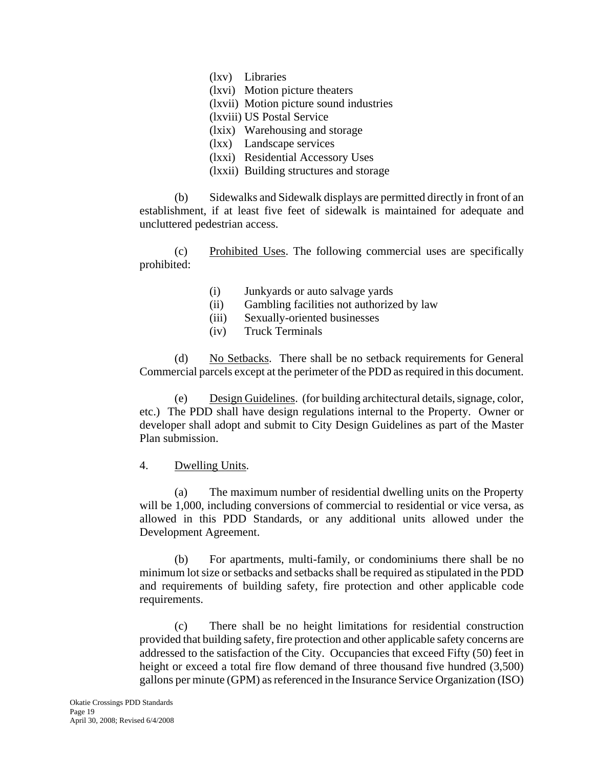(lxv) Libraries
(lxvi) Motion picture theaters
(lxvii) Motion picture sound industries
(lxviii) US Postal Service
(lxix) Warehousing and storage
(lxx) Landscape services
(lxxi) Residential Accessory Uses
(lxxii) Building structures and storage

(b) Sidewalks and Sidewalk displays are permitted directly in front of an establishment, if at least five feet of sidewalk is maintained for adequate and uncluttered pedestrian access.

(c) Prohibited Uses. The following commercial uses are specifically prohibited:

(i) Junkyards or auto salvage yards
(ii) Gambling facilities not authorized by law
(iii) Sexually-oriented businesses
(iv) Truck Terminals

(d) No Setbacks. There shall be no setback requirements for General Commercial parcels except at the perimeter of the PDD as required in this document.

(e) Design Guidelines. (for building architectural details, signage, color, etc.) The PDD shall have design regulations internal to the Property. Owner or developer shall adopt and submit to City Design Guidelines as part of the Master Plan submission.

4. Dwelling Units.

(a) The maximum number of residential dwelling units on the Property will be 1,000, including conversions of commercial to residential or vice versa, as allowed in this PDD Standards, or any additional units allowed under the Development Agreement.

(b) For apartments, multi-family, or condominiums there shall be no minimum lot size or setbacks and setbacks shall be required as stipulated in the PDD and requirements of building safety, fire protection and other applicable code requirements.

(c) There shall be no height limitations for residential construction provided that building safety, fire protection and other applicable safety concerns are addressed to the satisfaction of the City. Occupancies that exceed Fifty (50) feet in height or exceed a total fire flow demand of three thousand five hundred (3,500) gallons per minute (GPM) as referenced in the Insurance Service Organization (ISO)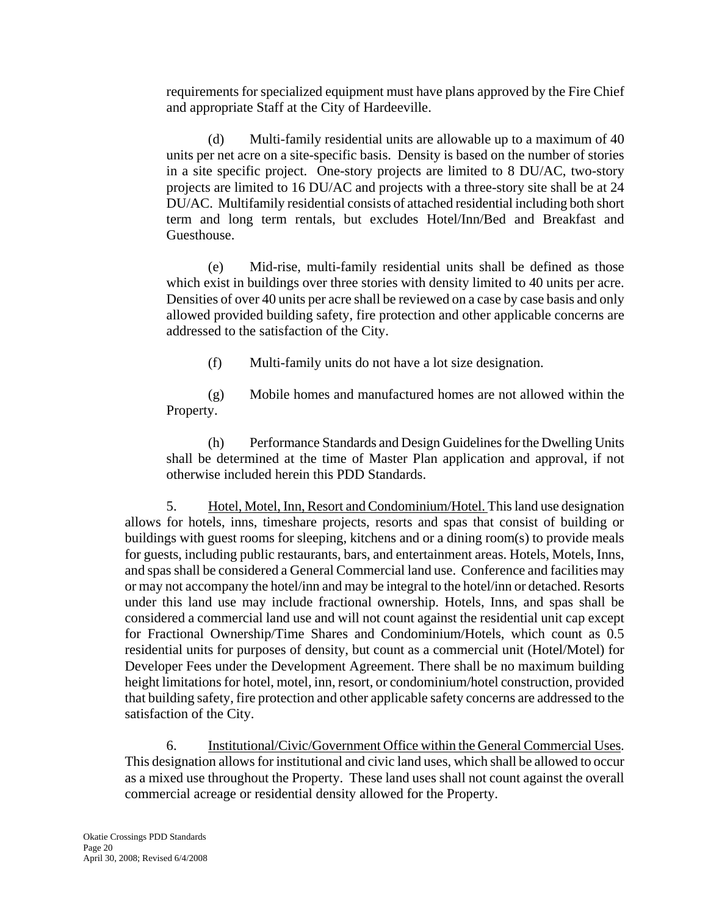requirements for specialized equipment must have plans approved by the Fire Chief and appropriate Staff at the City of Hardeeville.

(d) Multi-family residential units are allowable up to a maximum of 40 units per net acre on a site-specific basis. Density is based on the number of stories in a site specific project. One-story projects are limited to 8 DU/AC, two-story projects are limited to 16 DU/AC and projects with a three-story site shall be at 24 DU/AC. Multifamily residential consists of attached residential including both short term and long term rentals, but excludes Hotel/Inn/Bed and Breakfast and Guesthouse.

(e) Mid-rise, multi-family residential units shall be defined as those which exist in buildings over three stories with density limited to 40 units per acre. Densities of over 40 units per acre shall be reviewed on a case by case basis and only allowed provided building safety, fire protection and other applicable concerns are addressed to the satisfaction of the City.

(f) Multi-family units do not have a lot size designation.

(g) Mobile homes and manufactured homes are not allowed within the Property.

(h) Performance Standards and Design Guidelines for the Dwelling Units shall be determined at the time of Master Plan application and approval, if not otherwise included herein this PDD Standards.

5. Hotel, Motel, Inn, Resort and Condominium/Hotel. This land use designation allows for hotels, inns, timeshare projects, resorts and spas that consist of building or buildings with guest rooms for sleeping, kitchens and or a dining room(s) to provide meals for guests, including public restaurants, bars, and entertainment areas. Hotels, Motels, Inns, and spas shall be considered a General Commercial land use. Conference and facilities may or may not accompany the hotel/inn and may be integral to the hotel/inn or detached. Resorts under this land use may include fractional ownership. Hotels, Inns, and spas shall be considered a commercial land use and will not count against the residential unit cap except for Fractional Ownership/Time Shares and Condominium/Hotels, which count as 0.5 residential units for purposes of density, but count as a commercial unit (Hotel/Motel) for Developer Fees under the Development Agreement. There shall be no maximum building height limitations for hotel, motel, inn, resort, or condominium/hotel construction, provided that building safety, fire protection and other applicable safety concerns are addressed to the satisfaction of the City.

6. Institutional/Civic/Government Office within the General Commercial Uses. This designation allows for institutional and civic land uses, which shall be allowed to occur as a mixed use throughout the Property. These land uses shall not count against the overall commercial acreage or residential density allowed for the Property.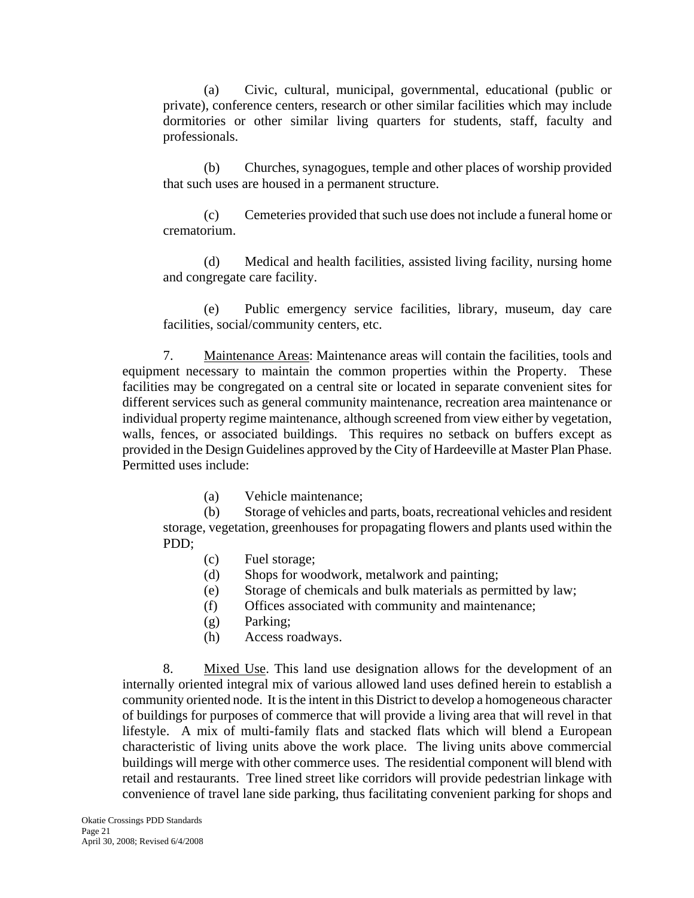(a) Civic, cultural, municipal, governmental, educational (public or private), conference centers, research or other similar facilities which may include dormitories or other similar living quarters for students, staff, faculty and professionals.

(b) Churches, synagogues, temple and other places of worship provided that such uses are housed in a permanent structure.

(c) Cemeteries provided that such use does not include a funeral home or crematorium.

(d) Medical and health facilities, assisted living facility, nursing home and congregate care facility.

(e) Public emergency service facilities, library, museum, day care facilities, social/community centers, etc.

7. Maintenance Areas: Maintenance areas will contain the facilities, tools and equipment necessary to maintain the common properties within the Property. These facilities may be congregated on a central site or located in separate convenient sites for different services such as general community maintenance, recreation area maintenance or individual property regime maintenance, although screened from view either by vegetation, walls, fences, or associated buildings. This requires no setback on buffers except as provided in the Design Guidelines approved by the City of Hardeeville at Master Plan Phase. Permitted uses include:

(a) Vehicle maintenance;
(b) Storage of vehicles and parts, boats, recreational vehicles and resident storage, vegetation, greenhouses for propagating flowers and plants used within the PDD;
(c) Fuel storage;
(d) Shops for woodwork, metalwork and painting;
(e) Storage of chemicals and bulk materials as permitted by law;
(f) Offices associated with community and maintenance;
(g) Parking;
(h) Access roadways.

8. Mixed Use. This land use designation allows for the development of an internally oriented integral mix of various allowed land uses defined herein to establish a community oriented node. It is the intent in this District to develop a homogeneous character of buildings for purposes of commerce that will provide a living area that will revel in that lifestyle. A mix of multi-family flats and stacked flats which will blend a European characteristic of living units above the work place. The living units above commercial buildings will merge with other commerce uses. The residential component will blend with retail and restaurants. Tree lined street like corridors will provide pedestrian linkage with convenience of travel lane side parking, thus facilitating convenient parking for shops and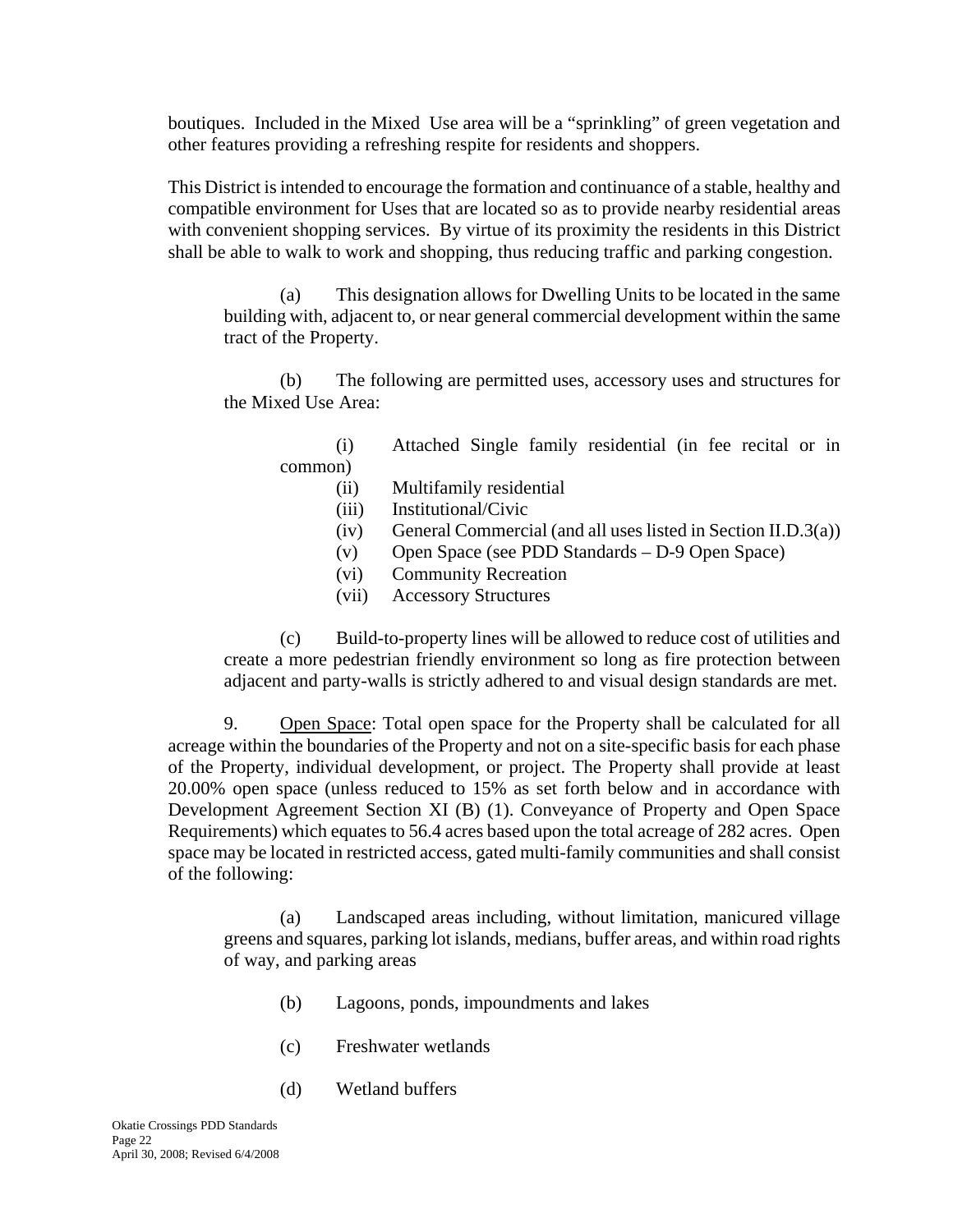boutiques. Included in the Mixed Use area will be a "sprinkling" of green vegetation and other features providing a refreshing respite for residents and shoppers.

This District is intended to encourage the formation and continuance of a stable, healthy and compatible environment for Uses that are located so as to provide nearby residential areas with convenient shopping services. By virtue of its proximity the residents in this District shall be able to walk to work and shopping, thus reducing traffic and parking congestion.

(a) This designation allows for Dwelling Units to be located in the same building with, adjacent to, or near general commercial development within the same tract of the Property.

(b) The following are permitted uses, accessory uses and structures for the Mixed Use Area:

(i) Attached Single family residential (in fee recital or in common)
(ii) Multifamily residential
(iii) Institutional/Civic
(iv) General Commercial (and all uses listed in Section II.D.3(a))
(v) Open Space (see PDD Standards – D-9 Open Space)
(vi) Community Recreation
(vii) Accessory Structures

(c) Build-to-property lines will be allowed to reduce cost of utilities and create a more pedestrian friendly environment so long as fire protection between adjacent and party-walls is strictly adhered to and visual design standards are met.

9. Open Space: Total open space for the Property shall be calculated for all acreage within the boundaries of the Property and not on a site-specific basis for each phase of the Property, individual development, or project. The Property shall provide at least 20.00% open space (unless reduced to 15% as set forth below and in accordance with Development Agreement Section XI (B) (1). Conveyance of Property and Open Space Requirements) which equates to 56.4 acres based upon the total acreage of 282 acres. Open space may be located in restricted access, gated multi-family communities and shall consist of the following:

(a) Landscaped areas including, without limitation, manicured village greens and squares, parking lot islands, medians, buffer areas, and within road rights of way, and parking areas

(b) Lagoons, ponds, impoundments and lakes

(c) Freshwater wetlands

(d) Wetland buffers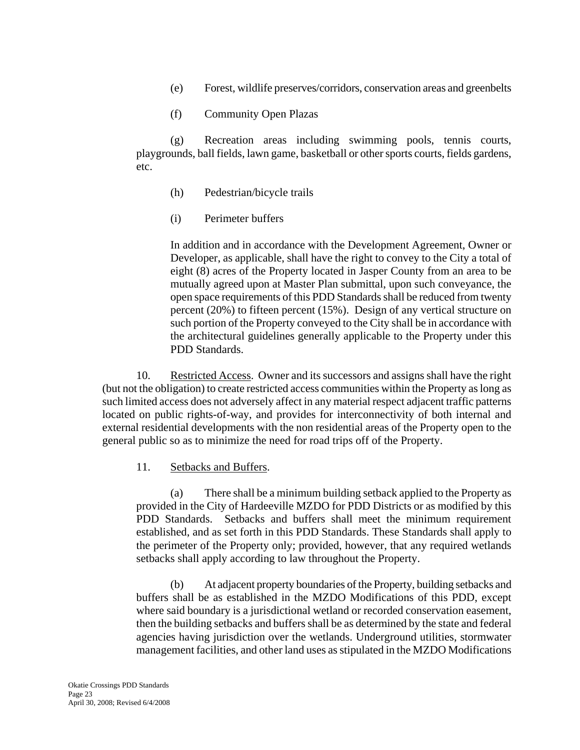(e) Forest, wildlife preserves/corridors, conservation areas and greenbelts

(f) Community Open Plazas

(g) Recreation areas including swimming pools, tennis courts, playgrounds, ball fields, lawn game, basketball or other sports courts, fields gardens, etc.

(h) Pedestrian/bicycle trails

(i) Perimeter buffers

In addition and in accordance with the Development Agreement, Owner or Developer, as applicable, shall have the right to convey to the City a total of eight (8) acres of the Property located in Jasper County from an area to be mutually agreed upon at Master Plan submittal, upon such conveyance, the open space requirements of this PDD Standards shall be reduced from twenty percent (20%) to fifteen percent (15%). Design of any vertical structure on such portion of the Property conveyed to the City shall be in accordance with the architectural guidelines generally applicable to the Property under this PDD Standards.

10. Restricted Access. Owner and its successors and assigns shall have the right (but not the obligation) to create restricted access communities within the Property as long as such limited access does not adversely affect in any material respect adjacent traffic patterns located on public rights-of-way, and provides for interconnectivity of both internal and external residential developments with the non residential areas of the Property open to the general public so as to minimize the need for road trips off of the Property.

11. Setbacks and Buffers.

(a) There shall be a minimum building setback applied to the Property as provided in the City of Hardeeville MZDO for PDD Districts or as modified by this PDD Standards. Setbacks and buffers shall meet the minimum requirement established, and as set forth in this PDD Standards. These Standards shall apply to the perimeter of the Property only; provided, however, that any required wetlands setbacks shall apply according to law throughout the Property.

(b) At adjacent property boundaries of the Property, building setbacks and buffers shall be as established in the MZDO Modifications of this PDD, except where said boundary is a jurisdictional wetland or recorded conservation easement, then the building setbacks and buffers shall be as determined by the state and federal agencies having jurisdiction over the wetlands. Underground utilities, stormwater management facilities, and other land uses as stipulated in the MZDO Modifications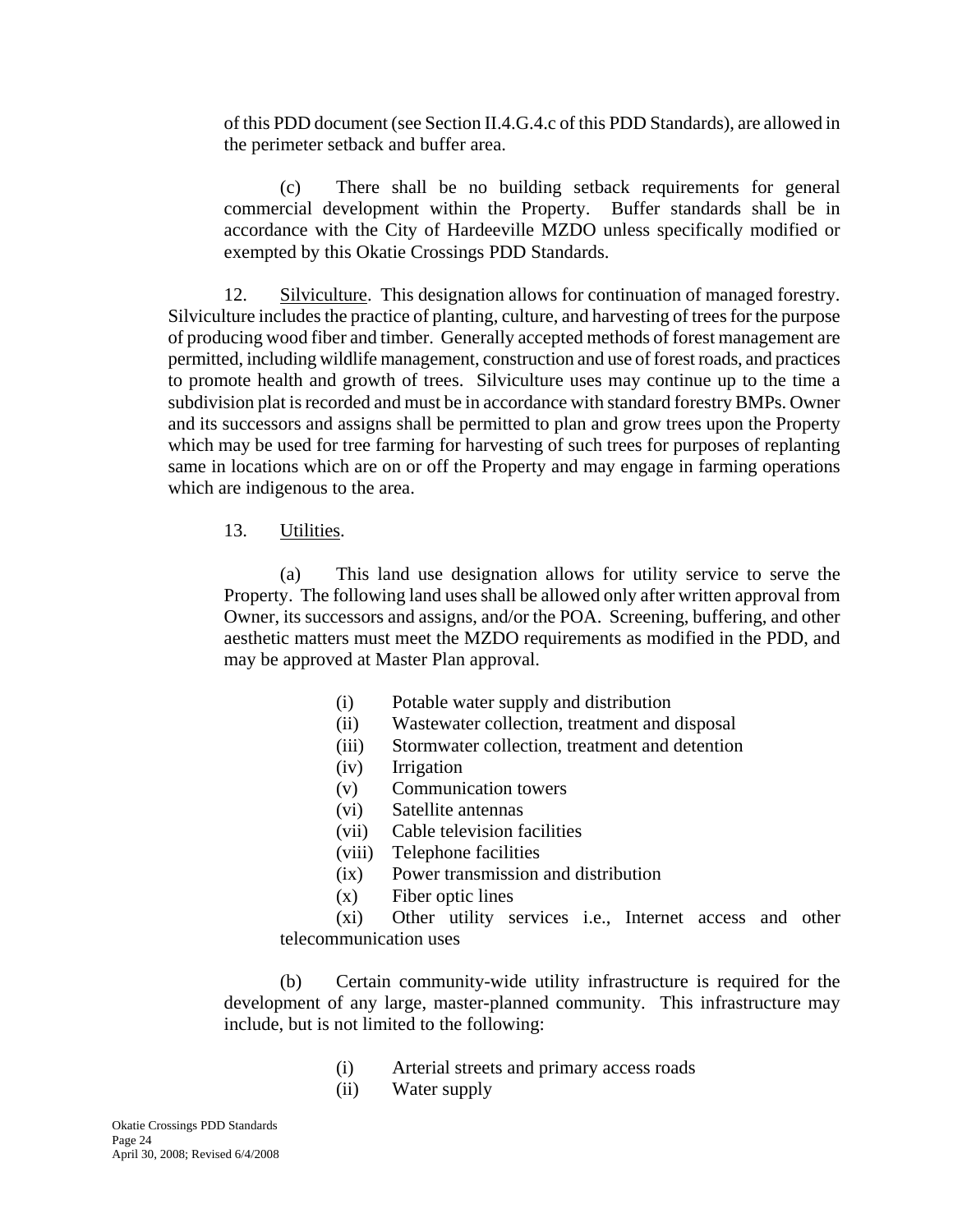of this PDD document (see Section II.4.G.4.c of this PDD Standards), are allowed in the perimeter setback and buffer area.

(c) There shall be no building setback requirements for general commercial development within the Property. Buffer standards shall be in accordance with the City of Hardeeville MZDO unless specifically modified or exempted by this Okatie Crossings PDD Standards.

12. Silviculture. This designation allows for continuation of managed forestry. Silviculture includes the practice of planting, culture, and harvesting of trees for the purpose of producing wood fiber and timber. Generally accepted methods of forest management are permitted, including wildlife management, construction and use of forest roads, and practices to promote health and growth of trees. Silviculture uses may continue up to the time a subdivision plat is recorded and must be in accordance with standard forestry BMPs. Owner and its successors and assigns shall be permitted to plan and grow trees upon the Property which may be used for tree farming for harvesting of such trees for purposes of replanting same in locations which are on or off the Property and may engage in farming operations which are indigenous to the area.

13. Utilities.

(a) This land use designation allows for utility service to serve the Property. The following land uses shall be allowed only after written approval from Owner, its successors and assigns, and/or the POA. Screening, buffering, and other aesthetic matters must meet the MZDO requirements as modified in the PDD, and may be approved at Master Plan approval.

(i) Potable water supply and distribution
(ii) Wastewater collection, treatment and disposal
(iii) Stormwater collection, treatment and detention
(iv) Irrigation
(v) Communication towers
(vi) Satellite antennas
(vii) Cable television facilities
(viii) Telephone facilities
(ix) Power transmission and distribution
(x) Fiber optic lines
(xi) Other utility services i.e., Internet access and other telecommunication uses

(b) Certain community-wide utility infrastructure is required for the development of any large, master-planned community. This infrastructure may include, but is not limited to the following:

(i) Arterial streets and primary access roads
(ii) Water supply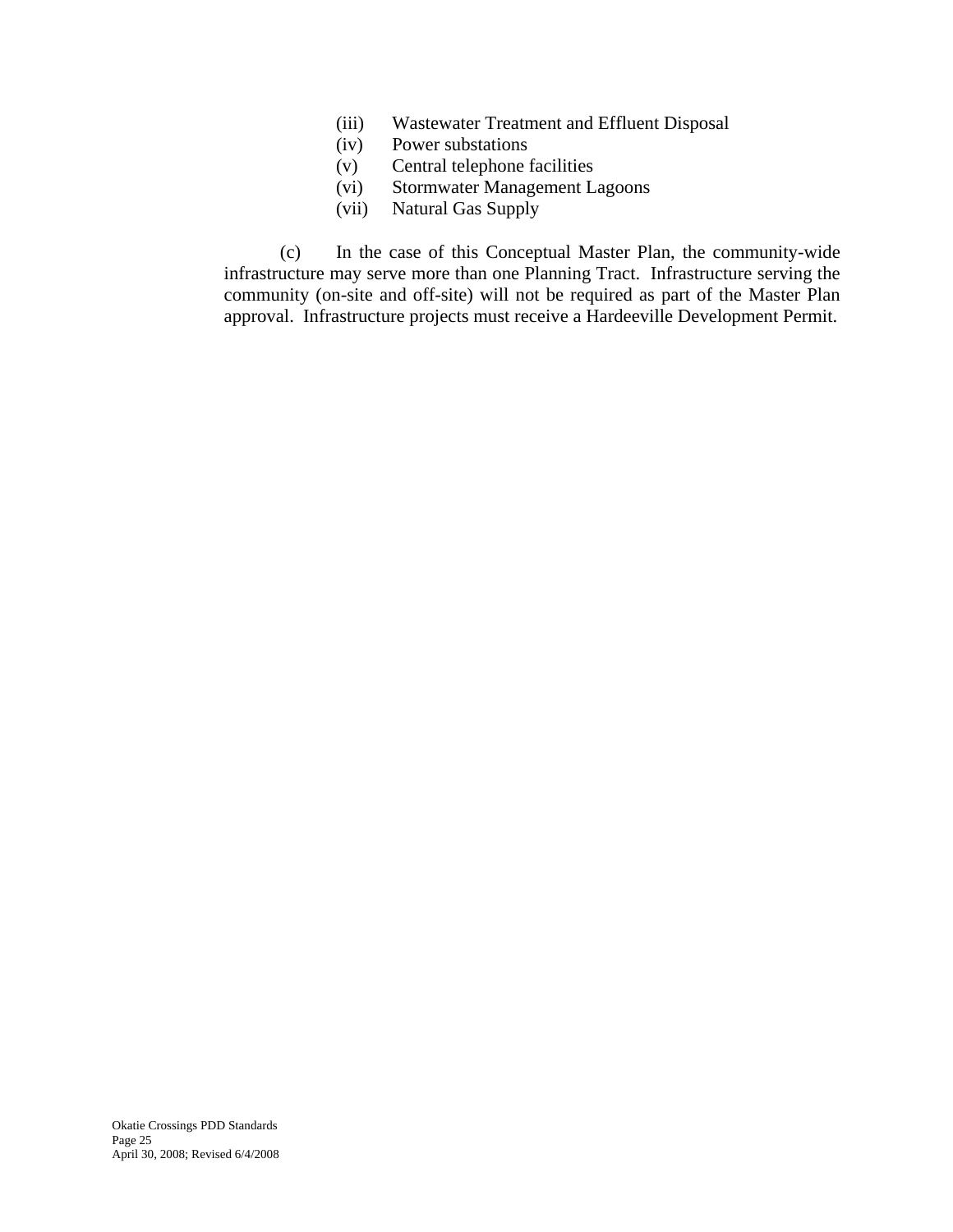(iii) Wastewater Treatment and Effluent Disposal
(iv) Power substations
(v) Central telephone facilities
(vi) Stormwater Management Lagoons
(vii) Natural Gas Supply

(c) In the case of this Conceptual Master Plan, the community-wide infrastructure may serve more than one Planning Tract. Infrastructure serving the community (on-site and off-site) will not be required as part of the Master Plan approval. Infrastructure projects must receive a Hardeeville Development Permit.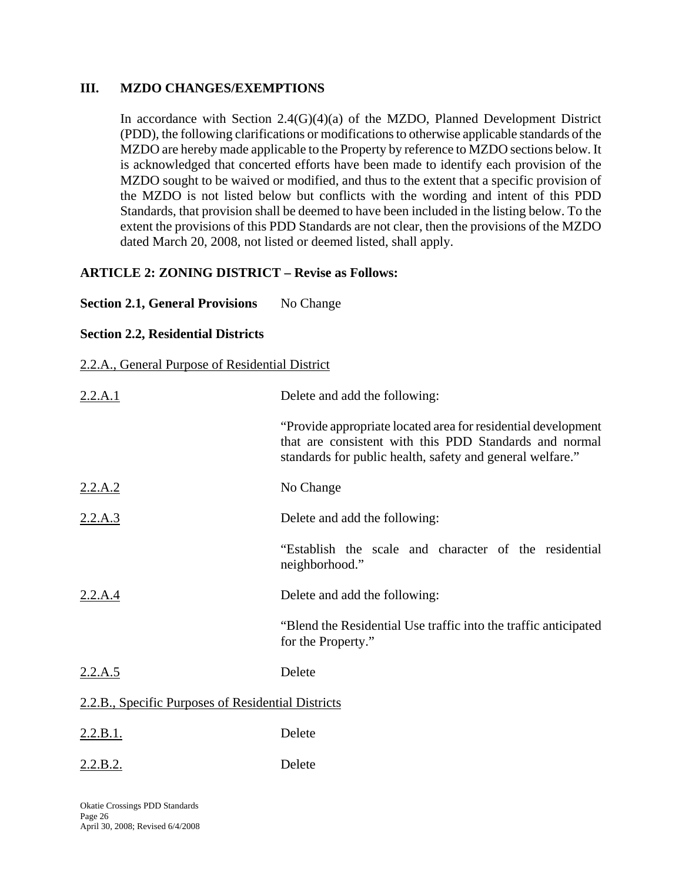## III. MZDO CHANGES/EXEMPTIONS

In accordance with Section 2.4(G)(4)(a) of the MZDO, Planned Development District (PDD), the following clarifications or modifications to otherwise applicable standards of the MZDO are hereby made applicable to the Property by reference to MZDO sections below. It is acknowledged that concerted efforts have been made to identify each provision of the MZDO sought to be waived or modified, and thus to the extent that a specific provision of the MZDO is not listed below but conflicts with the wording and intent of this PDD Standards, that provision shall be deemed to have been included in the listing below. To the extent the provisions of this PDD Standards are not clear, then the provisions of the MZDO dated March 20, 2008, not listed or deemed listed, shall apply.

**ARTICLE 2: ZONING DISTRICT – Revise as Follows:**

**Section 2.1, General Provisions** No Change

**Section 2.2, Residential Districts**

2.2.A., General Purpose of Residential District

2.2.A.1 Delete and add the following:

"Provide appropriate located area for residential development that are consistent with this PDD Standards and normal standards for public health, safety and general welfare."

2.2.A.2 No Change

2.2.A.3 Delete and add the following:

"Establish the scale and character of the residential neighborhood."

2.2.A.4 Delete and add the following:

"Blend the Residential Use traffic into the traffic anticipated for the Property."

2.2.A.5 Delete

2.2.B., Specific Purposes of Residential Districts

2.2.B.1. Delete

2.2.B.2. Delete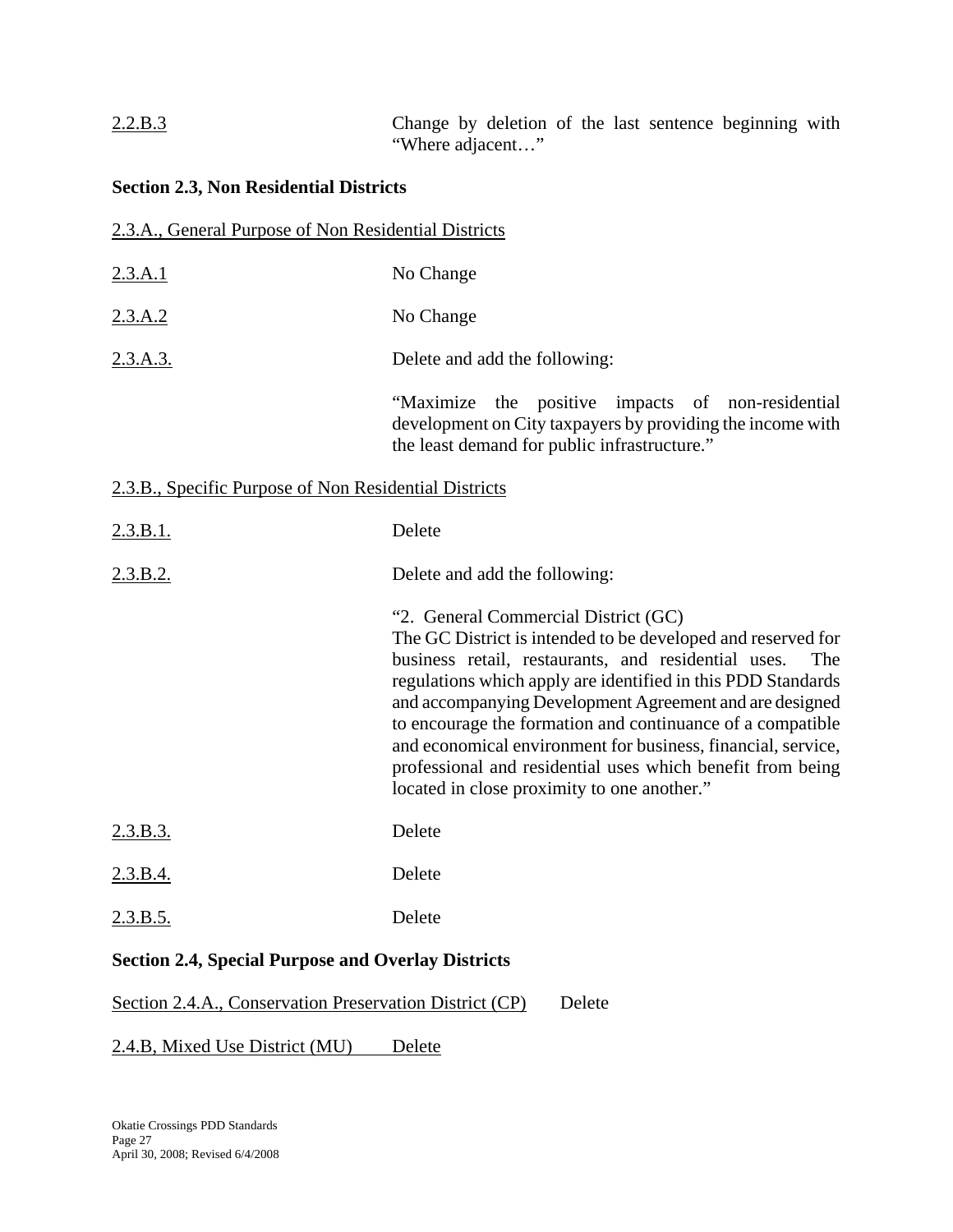<u>2.2.B.3</u> Change by deletion of the last sentence beginning with "Where adjacent…"

**Section 2.3, Non Residential Districts**

<u>2.3.A., General Purpose of Non Residential Districts</u>

<u>2.3.A.1</u> No Change

<u>2.3.A.2</u> No Change

<u>2.3.A.3.</u> Delete and add the following:

"Maximize the positive impacts of non-residential development on City taxpayers by providing the income with the least demand for public infrastructure."

<u>2.3.B., Specific Purpose of Non Residential Districts</u>

<u>2.3.B.1.</u> Delete

<u>2.3.B.2.</u> Delete and add the following:

"2. General Commercial District (GC)
The GC District is intended to be developed and reserved for business retail, restaurants, and residential uses. The regulations which apply are identified in this PDD Standards and accompanying Development Agreement and are designed to encourage the formation and continuance of a compatible and economical environment for business, financial, service, professional and residential uses which benefit from being located in close proximity to one another."

<u>2.3.B.3.</u> Delete

<u>2.3.B.4.</u> Delete

<u>2.3.B.5.</u> Delete

**Section 2.4, Special Purpose and Overlay Districts**

<u>Section 2.4.A., Conservation Preservation District (CP)</u> Delete

<u>2.4.B, Mixed Use District (MU) Delete</u>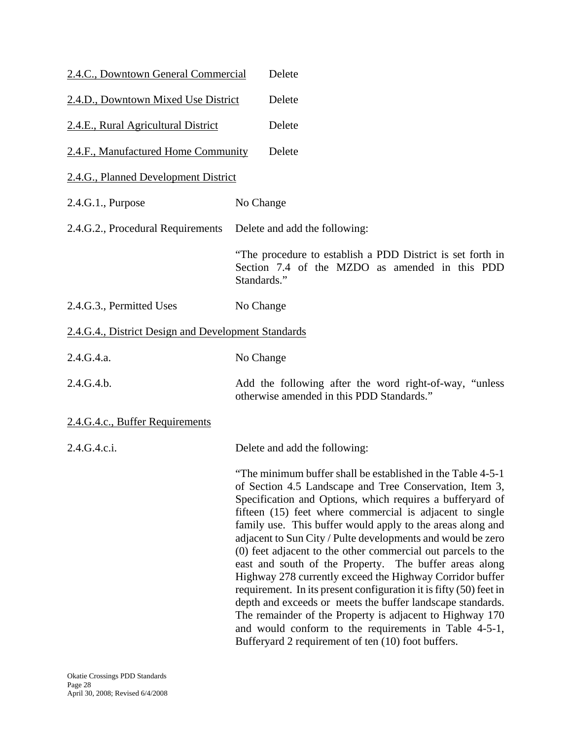<u>2.4.C., Downtown General Commercial</u> Delete

<u>2.4.D., Downtown Mixed Use District</u> Delete

<u>2.4.E., Rural Agricultural District</u> Delete

<u>2.4.F., Manufactured Home Community</u> Delete

<u>2.4.G., Planned Development District</u>

2.4.G.1., Purpose — No Change

2.4.G.2., Procedural Requirements — Delete and add the following:

> "The procedure to establish a PDD District is set forth in Section 7.4 of the MZDO as amended in this PDD Standards."

2.4.G.3., Permitted Uses — No Change

<u>2.4.G.4., District Design and Development Standards</u>

2.4.G.4.a. — No Change

2.4.G.4.b. — Add the following after the word right-of-way, "unless otherwise amended in this PDD Standards."

<u>2.4.G.4.c., Buffer Requirements</u>

2.4.G.4.c.i. — Delete and add the following:

> "The minimum buffer shall be established in the Table 4-5-1 of Section 4.5 Landscape and Tree Conservation, Item 3, Specification and Options, which requires a bufferyard of fifteen (15) feet where commercial is adjacent to single family use. This buffer would apply to the areas along and adjacent to Sun City / Pulte developments and would be zero (0) feet adjacent to the other commercial out parcels to the east and south of the Property. The buffer areas along Highway 278 currently exceed the Highway Corridor buffer requirement. In its present configuration it is fifty (50) feet in depth and exceeds or meets the buffer landscape standards. The remainder of the Property is adjacent to Highway 170 and would conform to the requirements in Table 4-5-1, Bufferyard 2 requirement of ten (10) foot buffers.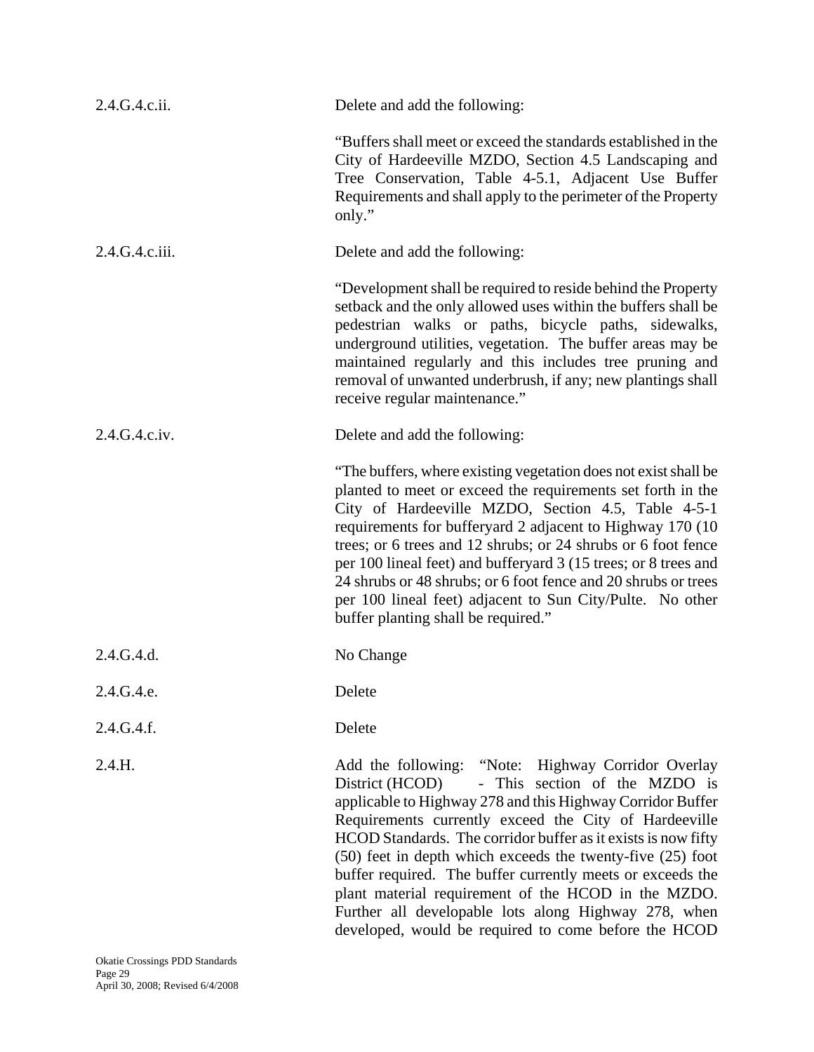| | |
|---|---|
| 2.4.G.4.c.ii. | Delete and add the following:<br><br>"Buffers shall meet or exceed the standards established in the City of Hardeeville MZDO, Section 4.5 Landscaping and Tree Conservation, Table 4-5.1, Adjacent Use Buffer Requirements and shall apply to the perimeter of the Property only." |
| 2.4.G.4.c.iii. | Delete and add the following:<br><br>"Development shall be required to reside behind the Property setback and the only allowed uses within the buffers shall be pedestrian walks or paths, bicycle paths, sidewalks, underground utilities, vegetation. The buffer areas may be maintained regularly and this includes tree pruning and removal of unwanted underbrush, if any; new plantings shall receive regular maintenance." |
| 2.4.G.4.c.iv. | Delete and add the following:<br><br>"The buffers, where existing vegetation does not exist shall be planted to meet or exceed the requirements set forth in the City of Hardeeville MZDO, Section 4.5, Table 4-5-1 requirements for bufferyard 2 adjacent to Highway 170 (10 trees; or 6 trees and 12 shrubs; or 24 shrubs or 6 foot fence per 100 lineal feet) and bufferyard 3 (15 trees; or 8 trees and 24 shrubs or 48 shrubs; or 6 foot fence and 20 shrubs or trees per 100 lineal feet) adjacent to Sun City/Pulte. No other buffer planting shall be required." |
| 2.4.G.4.d. | No Change |
| 2.4.G.4.e. | Delete |
| 2.4.G.4.f. | Delete |
| 2.4.H. | Add the following: "Note: Highway Corridor Overlay District (HCOD) - This section of the MZDO is applicable to Highway 278 and this Highway Corridor Buffer Requirements currently exceed the City of Hardeeville HCOD Standards. The corridor buffer as it exists is now fifty (50) feet in depth which exceeds the twenty-five (25) foot buffer required. The buffer currently meets or exceeds the plant material requirement of the HCOD in the MZDO. Further all developable lots along Highway 278, when developed, would be required to come before the HCOD |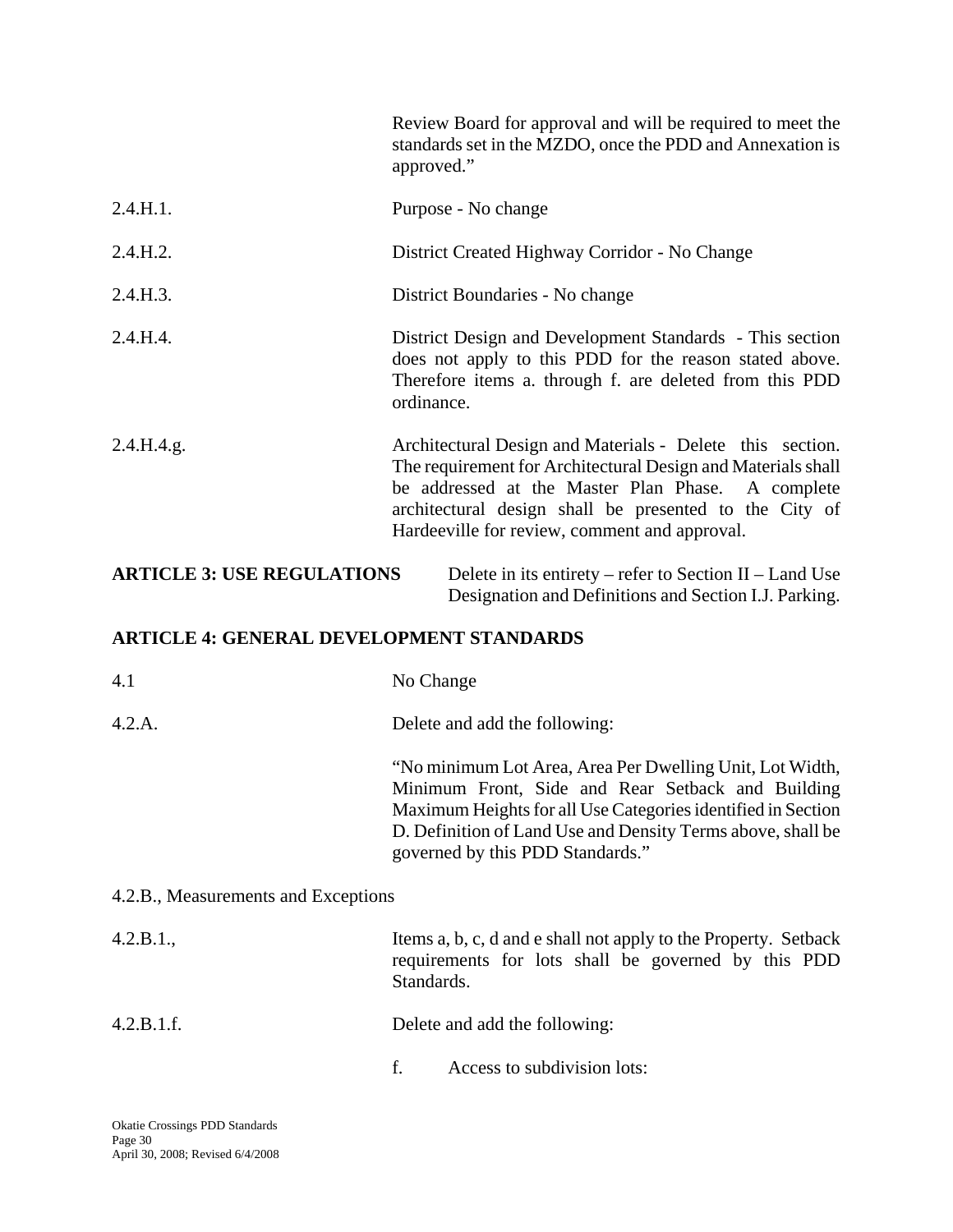Review Board for approval and will be required to meet the standards set in the MZDO, once the PDD and Annexation is approved."

2.4.H.1. Purpose - No change

2.4.H.2. District Created Highway Corridor - No Change

2.4.H.3. District Boundaries - No change

2.4.H.4. District Design and Development Standards - This section does not apply to this PDD for the reason stated above. Therefore items a. through f. are deleted from this PDD ordinance.

2.4.H.4.g. Architectural Design and Materials - Delete this section. The requirement for Architectural Design and Materials shall be addressed at the Master Plan Phase. A complete architectural design shall be presented to the City of Hardeeville for review, comment and approval.

**ARTICLE 3: USE REGULATIONS** Delete in its entirety – refer to Section II – Land Use Designation and Definitions and Section I.J. Parking.

**ARTICLE 4: GENERAL DEVELOPMENT STANDARDS**

4.1 No Change

4.2.A. Delete and add the following:

"No minimum Lot Area, Area Per Dwelling Unit, Lot Width, Minimum Front, Side and Rear Setback and Building Maximum Heights for all Use Categories identified in Section D. Definition of Land Use and Density Terms above, shall be governed by this PDD Standards."

4.2.B., Measurements and Exceptions

4.2.B.1., Items a, b, c, d and e shall not apply to the Property. Setback requirements for lots shall be governed by this PDD Standards.

4.2.B.1.f. Delete and add the following:

f. Access to subdivision lots: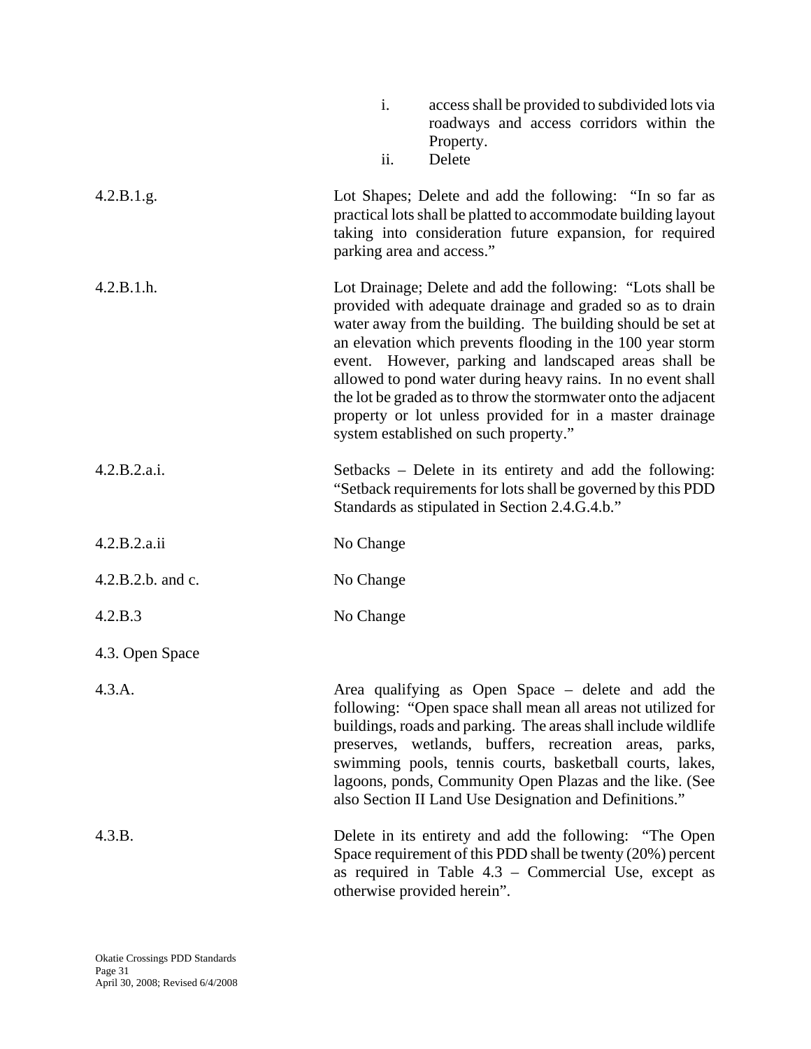i. access shall be provided to subdivided lots via roadways and access corridors within the Property.

ii. Delete

| | |
|---|---|
| 4.2.B.1.g. | Lot Shapes; Delete and add the following: "In so far as practical lots shall be platted to accommodate building layout taking into consideration future expansion, for required parking area and access." |
| 4.2.B.1.h. | Lot Drainage; Delete and add the following: "Lots shall be provided with adequate drainage and graded so as to drain water away from the building. The building should be set at an elevation which prevents flooding in the 100 year storm event. However, parking and landscaped areas shall be allowed to pond water during heavy rains. In no event shall the lot be graded as to throw the stormwater onto the adjacent property or lot unless provided for in a master drainage system established on such property." |
| 4.2.B.2.a.i. | Setbacks – Delete in its entirety and add the following: "Setback requirements for lots shall be governed by this PDD Standards as stipulated in Section 2.4.G.4.b." |
| 4.2.B.2.a.ii | No Change |
| 4.2.B.2.b. and c. | No Change |
| 4.2.B.3 | No Change |
| 4.3. Open Space | |
| 4.3.A. | Area qualifying as Open Space – delete and add the following: "Open space shall mean all areas not utilized for buildings, roads and parking. The areas shall include wildlife preserves, wetlands, buffers, recreation areas, parks, swimming pools, tennis courts, basketball courts, lakes, lagoons, ponds, Community Open Plazas and the like. (See also Section II Land Use Designation and Definitions." |
| 4.3.B. | Delete in its entirety and add the following: "The Open Space requirement of this PDD shall be twenty (20%) percent as required in Table 4.3 – Commercial Use, except as otherwise provided herein". |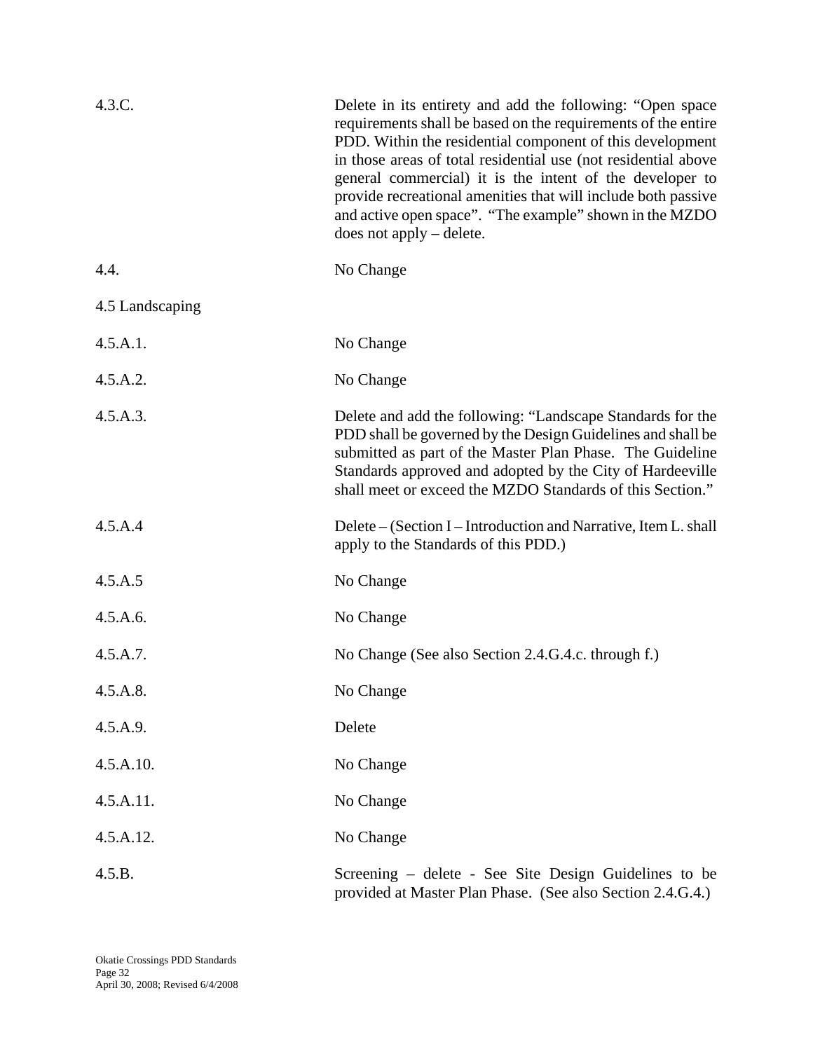| | |
|---|---|
| 4.3.C. | Delete in its entirety and add the following: "Open space requirements shall be based on the requirements of the entire PDD. Within the residential component of this development in those areas of total residential use (not residential above general commercial) it is the intent of the developer to provide recreational amenities that will include both passive and active open space". "The example" shown in the MZDO does not apply – delete. |
| 4.4. | No Change |
| 4.5 Landscaping | |
| 4.5.A.1. | No Change |
| 4.5.A.2. | No Change |
| 4.5.A.3. | Delete and add the following: "Landscape Standards for the PDD shall be governed by the Design Guidelines and shall be submitted as part of the Master Plan Phase. The Guideline Standards approved and adopted by the City of Hardeeville shall meet or exceed the MZDO Standards of this Section." |
| 4.5.A.4 | Delete – (Section I – Introduction and Narrative, Item L. shall apply to the Standards of this PDD.) |
| 4.5.A.5 | No Change |
| 4.5.A.6. | No Change |
| 4.5.A.7. | No Change (See also Section 2.4.G.4.c. through f.) |
| 4.5.A.8. | No Change |
| 4.5.A.9. | Delete |
| 4.5.A.10. | No Change |
| 4.5.A.11. | No Change |
| 4.5.A.12. | No Change |
| 4.5.B. | Screening – delete - See Site Design Guidelines to be provided at Master Plan Phase. (See also Section 2.4.G.4.) |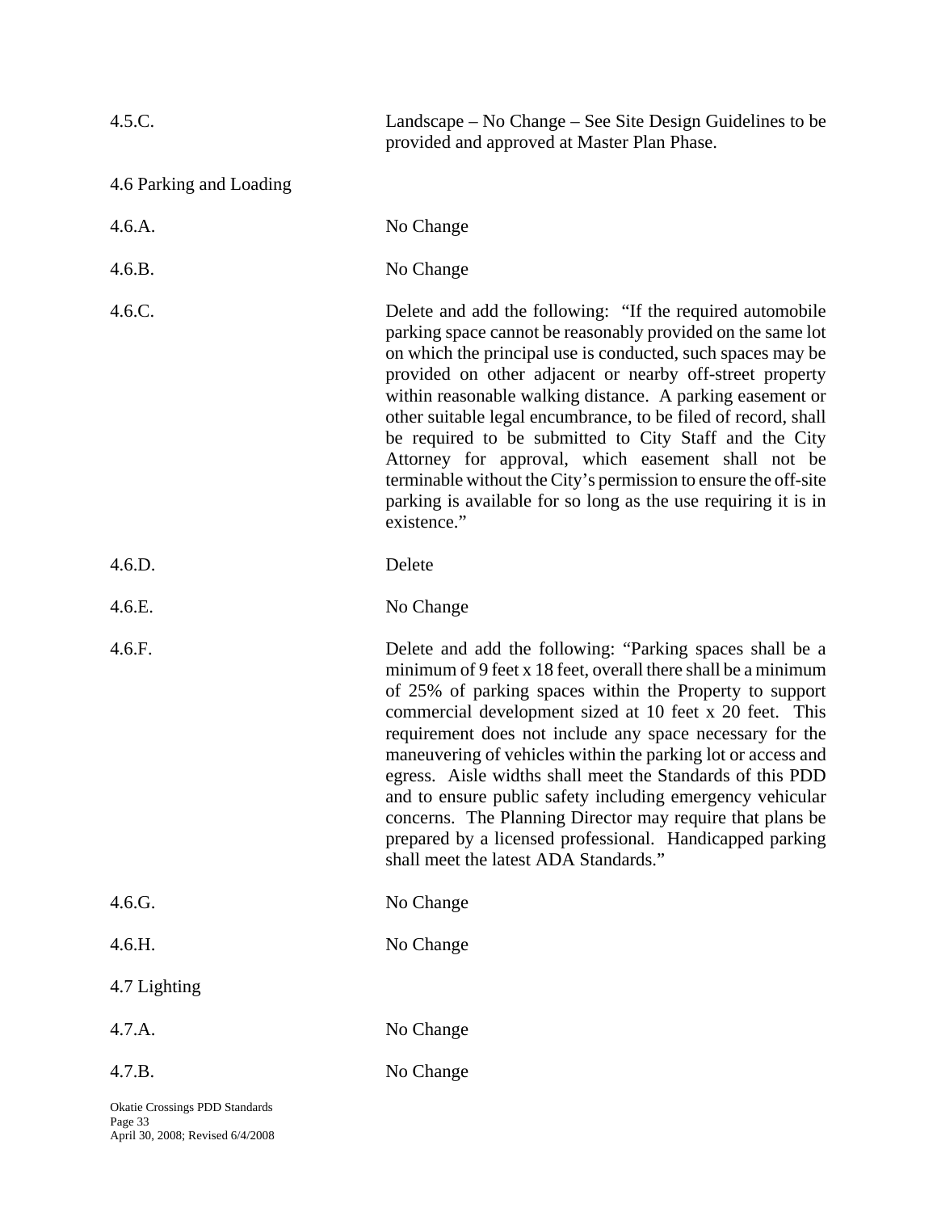4.5.C. Landscape – No Change – See Site Design Guidelines to be provided and approved at Master Plan Phase.

4.6 Parking and Loading

4.6.A. No Change

4.6.B. No Change

4.6.C. Delete and add the following: "If the required automobile parking space cannot be reasonably provided on the same lot on which the principal use is conducted, such spaces may be provided on other adjacent or nearby off-street property within reasonable walking distance. A parking easement or other suitable legal encumbrance, to be filed of record, shall be required to be submitted to City Staff and the City Attorney for approval, which easement shall not be terminable without the City's permission to ensure the off-site parking is available for so long as the use requiring it is in existence."

4.6.D. Delete

4.6.E. No Change

4.6.F. Delete and add the following: "Parking spaces shall be a minimum of 9 feet x 18 feet, overall there shall be a minimum of 25% of parking spaces within the Property to support commercial development sized at 10 feet x 20 feet. This requirement does not include any space necessary for the maneuvering of vehicles within the parking lot or access and egress. Aisle widths shall meet the Standards of this PDD and to ensure public safety including emergency vehicular concerns. The Planning Director may require that plans be prepared by a licensed professional. Handicapped parking shall meet the latest ADA Standards."

4.6.G. No Change

4.6.H. No Change

4.7 Lighting

4.7.A. No Change

4.7.B. No Change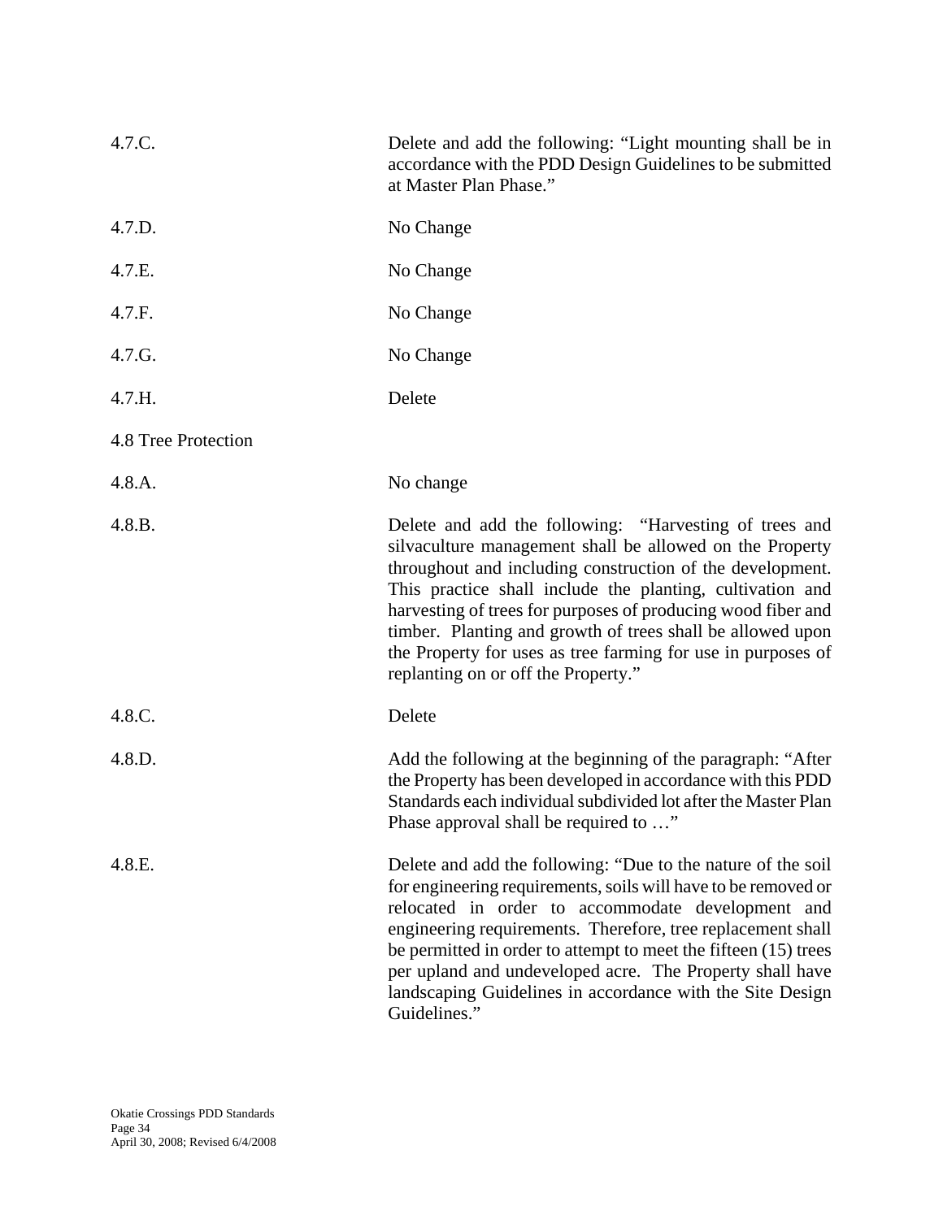4.7.C. Delete and add the following: "Light mounting shall be in accordance with the PDD Design Guidelines to be submitted at Master Plan Phase."

4.7.D. No Change

4.7.E. No Change

4.7.F. No Change

4.7.G. No Change

4.7.H. Delete

4.8 Tree Protection

4.8.A. No change

4.8.B. Delete and add the following: "Harvesting of trees and silvaculture management shall be allowed on the Property throughout and including construction of the development. This practice shall include the planting, cultivation and harvesting of trees for purposes of producing wood fiber and timber. Planting and growth of trees shall be allowed upon the Property for uses as tree farming for use in purposes of replanting on or off the Property."

4.8.C. Delete

4.8.D. Add the following at the beginning of the paragraph: "After the Property has been developed in accordance with this PDD Standards each individual subdivided lot after the Master Plan Phase approval shall be required to …"

4.8.E. Delete and add the following: "Due to the nature of the soil for engineering requirements, soils will have to be removed or relocated in order to accommodate development and engineering requirements. Therefore, tree replacement shall be permitted in order to attempt to meet the fifteen (15) trees per upland and undeveloped acre. The Property shall have landscaping Guidelines in accordance with the Site Design Guidelines."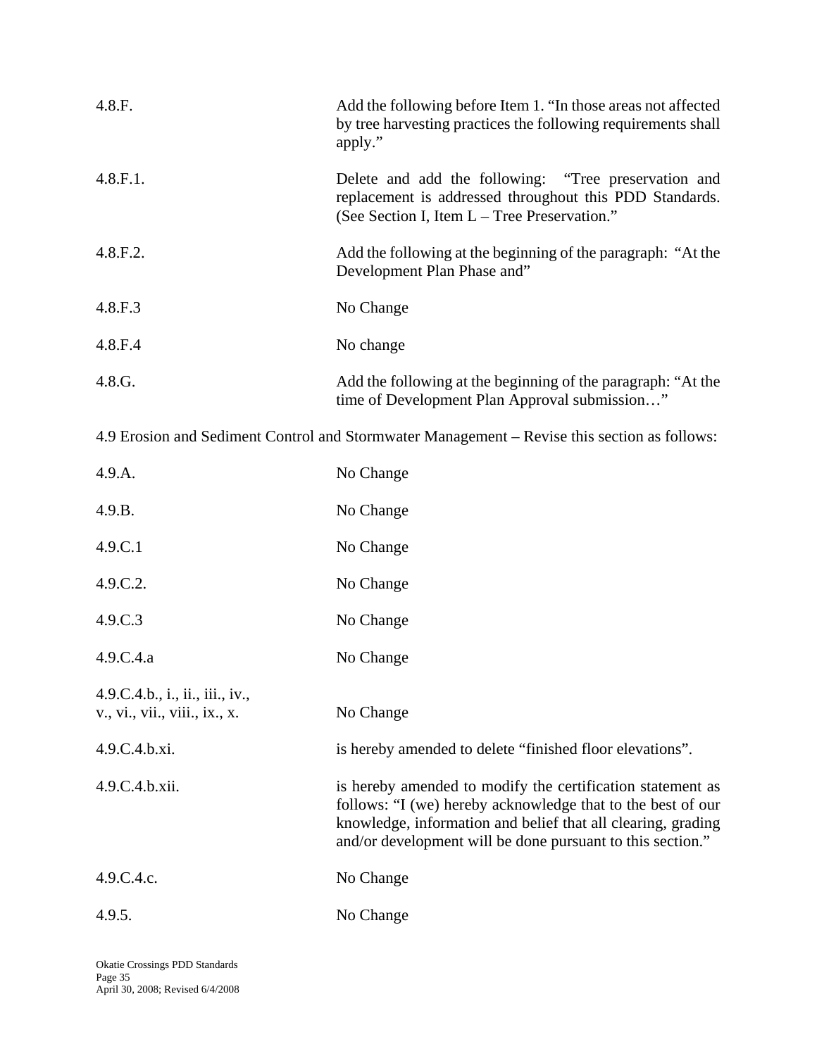| | |
|---|---|
| 4.8.F. | Add the following before Item 1. "In those areas not affected by tree harvesting practices the following requirements shall apply." |
| 4.8.F.1. | Delete and add the following: "Tree preservation and replacement is addressed throughout this PDD Standards. (See Section I, Item L – Tree Preservation." |
| 4.8.F.2. | Add the following at the beginning of the paragraph: "At the Development Plan Phase and" |
| 4.8.F.3 | No Change |
| 4.8.F.4 | No change |
| 4.8.G. | Add the following at the beginning of the paragraph: "At the time of Development Plan Approval submission…" |

4.9 Erosion and Sediment Control and Stormwater Management – Revise this section as follows:

| | |
|---|---|
| 4.9.A. | No Change |
| 4.9.B. | No Change |
| 4.9.C.1 | No Change |
| 4.9.C.2. | No Change |
| 4.9.C.3 | No Change |
| 4.9.C.4.a | No Change |
| 4.9.C.4.b., i., ii., iii., iv., v., vi., vii., viii., ix., x. | No Change |
| 4.9.C.4.b.xi. | is hereby amended to delete "finished floor elevations". |
| 4.9.C.4.b.xii. | is hereby amended to modify the certification statement as follows: "I (we) hereby acknowledge that to the best of our knowledge, information and belief that all clearing, grading and/or development will be done pursuant to this section." |
| 4.9.C.4.c. | No Change |
| 4.9.5. | No Change |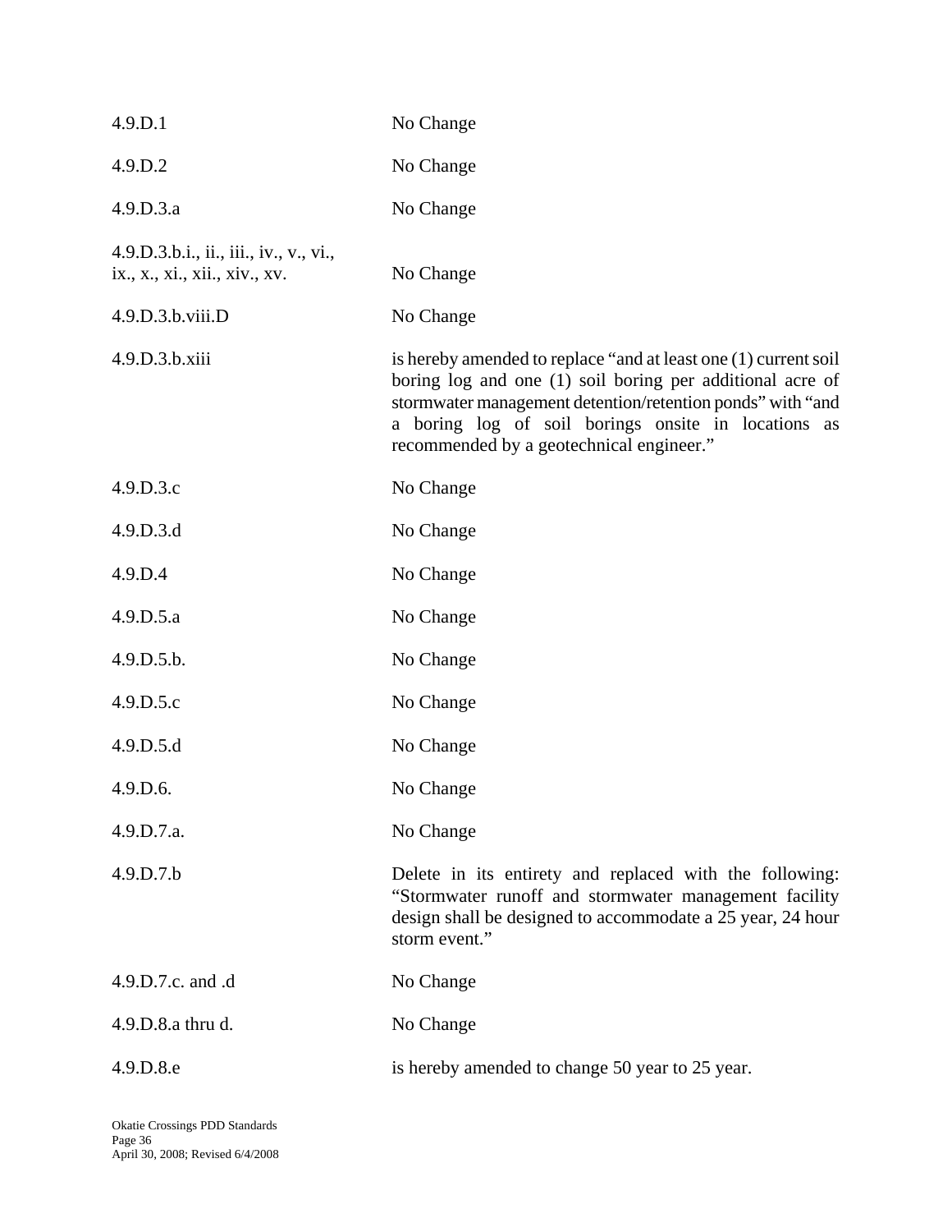| | |
|---|---|
| 4.9.D.1 | No Change |
| 4.9.D.2 | No Change |
| 4.9.D.3.a | No Change |
| 4.9.D.3.b.i., ii., iii., iv., v., vi., ix., x., xi., xii., xiv., xv. | No Change |
| 4.9.D.3.b.viii.D | No Change |
| 4.9.D.3.b.xiii | is hereby amended to replace "and at least one (1) current soil boring log and one (1) soil boring per additional acre of stormwater management detention/retention ponds" with "and a boring log of soil borings onsite in locations as recommended by a geotechnical engineer." |
| 4.9.D.3.c | No Change |
| 4.9.D.3.d | No Change |
| 4.9.D.4 | No Change |
| 4.9.D.5.a | No Change |
| 4.9.D.5.b. | No Change |
| 4.9.D.5.c | No Change |
| 4.9.D.5.d | No Change |
| 4.9.D.6. | No Change |
| 4.9.D.7.a. | No Change |
| 4.9.D.7.b | Delete in its entirety and replaced with the following: "Stormwater runoff and stormwater management facility design shall be designed to accommodate a 25 year, 24 hour storm event." |
| 4.9.D.7.c. and .d | No Change |
| 4.9.D.8.a thru d. | No Change |
| 4.9.D.8.e | is hereby amended to change 50 year to 25 year. |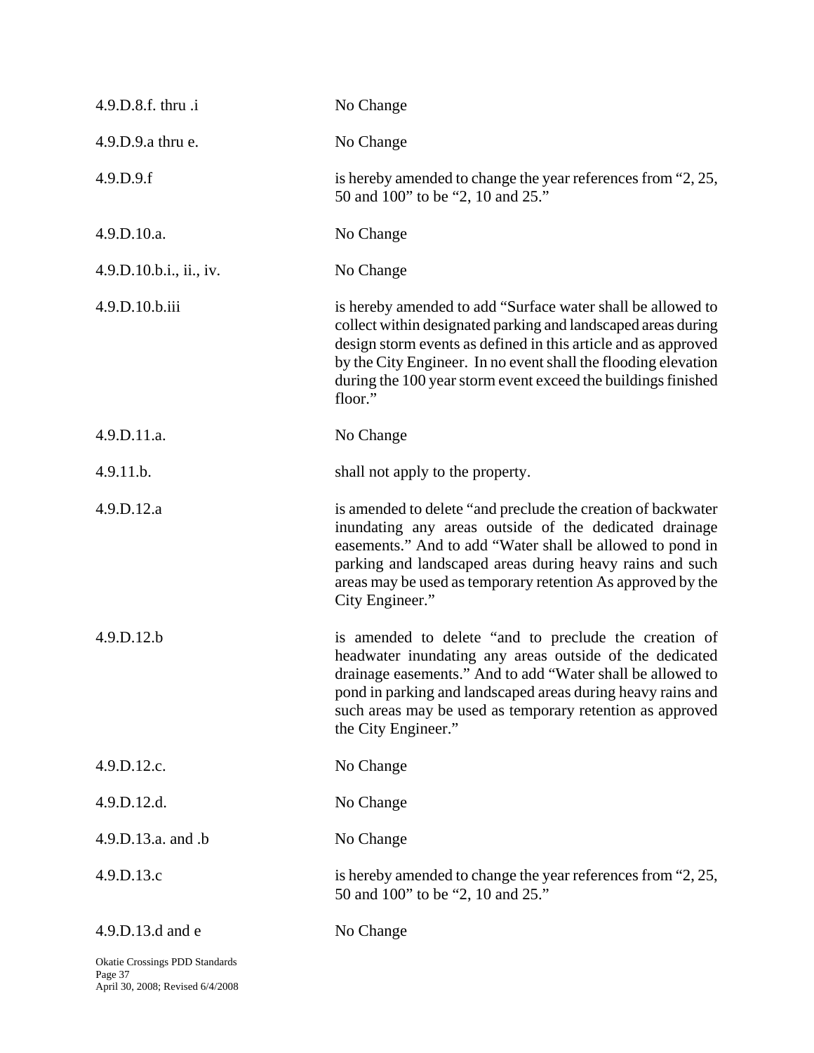| | |
|---|---|
| 4.9.D.8.f. thru .i | No Change |
| 4.9.D.9.a thru e. | No Change |
| 4.9.D.9.f | is hereby amended to change the year references from "2, 25, 50 and 100" to be "2, 10 and 25." |
| 4.9.D.10.a. | No Change |
| 4.9.D.10.b.i., ii., iv. | No Change |
| 4.9.D.10.b.iii | is hereby amended to add "Surface water shall be allowed to collect within designated parking and landscaped areas during design storm events as defined in this article and as approved by the City Engineer. In no event shall the flooding elevation during the 100 year storm event exceed the buildings finished floor." |
| 4.9.D.11.a. | No Change |
| 4.9.11.b. | shall not apply to the property. |
| 4.9.D.12.a | is amended to delete "and preclude the creation of backwater inundating any areas outside of the dedicated drainage easements." And to add "Water shall be allowed to pond in parking and landscaped areas during heavy rains and such areas may be used as temporary retention As approved by the City Engineer." |
| 4.9.D.12.b | is amended to delete "and to preclude the creation of headwater inundating any areas outside of the dedicated drainage easements." And to add "Water shall be allowed to pond in parking and landscaped areas during heavy rains and such areas may be used as temporary retention as approved the City Engineer." |
| 4.9.D.12.c. | No Change |
| 4.9.D.12.d. | No Change |
| 4.9.D.13.a. and .b | No Change |
| 4.9.D.13.c | is hereby amended to change the year references from "2, 25, 50 and 100" to be "2, 10 and 25." |
| 4.9.D.13.d and e | No Change |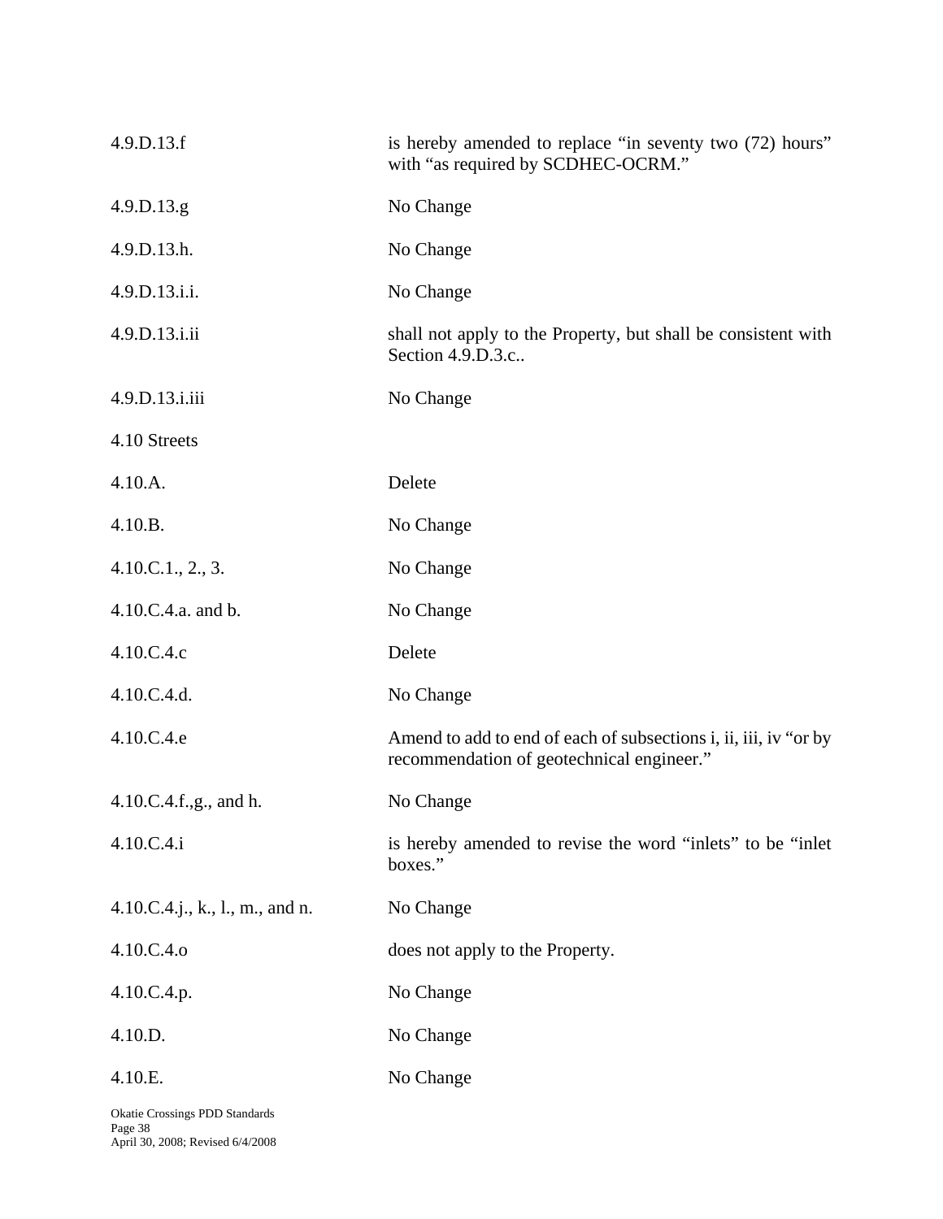| | |
|---|---|
| 4.9.D.13.f | is hereby amended to replace "in seventy two (72) hours" with "as required by SCDHEC-OCRM." |
| 4.9.D.13.g | No Change |
| 4.9.D.13.h. | No Change |
| 4.9.D.13.i.i. | No Change |
| 4.9.D.13.i.ii | shall not apply to the Property, but shall be consistent with Section 4.9.D.3.c.. |
| 4.9.D.13.i.iii | No Change |
| 4.10 Streets | |
| 4.10.A. | Delete |
| 4.10.B. | No Change |
| 4.10.C.1., 2., 3. | No Change |
| 4.10.C.4.a. and b. | No Change |
| 4.10.C.4.c | Delete |
| 4.10.C.4.d. | No Change |
| 4.10.C.4.e | Amend to add to end of each of subsections i, ii, iii, iv "or by recommendation of geotechnical engineer." |
| 4.10.C.4.f.,g., and h. | No Change |
| 4.10.C.4.i | is hereby amended to revise the word "inlets" to be "inlet boxes." |
| 4.10.C.4.j., k., l., m., and n. | No Change |
| 4.10.C.4.o | does not apply to the Property. |
| 4.10.C.4.p. | No Change |
| 4.10.D. | No Change |
| 4.10.E. | No Change |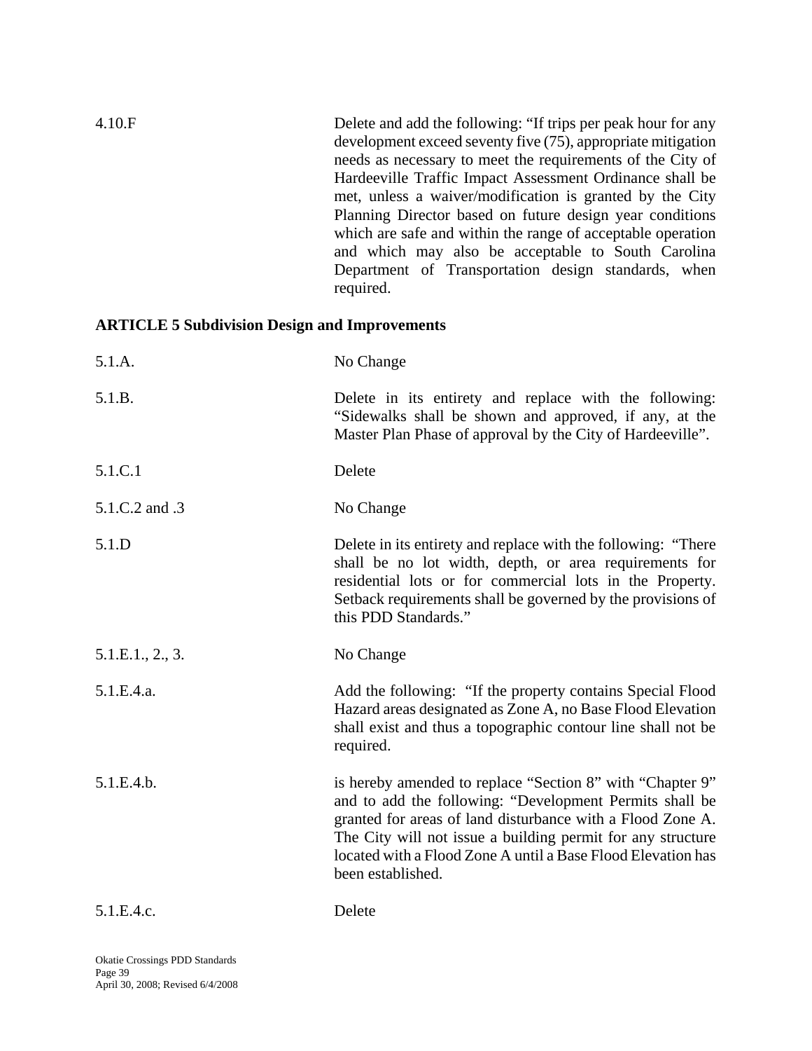4.10.F Delete and add the following: "If trips per peak hour for any development exceed seventy five (75), appropriate mitigation needs as necessary to meet the requirements of the City of Hardeeville Traffic Impact Assessment Ordinance shall be met, unless a waiver/modification is granted by the City Planning Director based on future design year conditions which are safe and within the range of acceptable operation and which may also be acceptable to South Carolina Department of Transportation design standards, when required.

**ARTICLE 5 Subdivision Design and Improvements**

5.1.A. No Change

5.1.B. Delete in its entirety and replace with the following: "Sidewalks shall be shown and approved, if any, at the Master Plan Phase of approval by the City of Hardeeville".

5.1.C.1 Delete

5.1.C.2 and .3 No Change

5.1.D Delete in its entirety and replace with the following: "There shall be no lot width, depth, or area requirements for residential lots or for commercial lots in the Property. Setback requirements shall be governed by the provisions of this PDD Standards."

5.1.E.1., 2., 3. No Change

5.1.E.4.a. Add the following: "If the property contains Special Flood Hazard areas designated as Zone A, no Base Flood Elevation shall exist and thus a topographic contour line shall not be required.

5.1.E.4.b. is hereby amended to replace "Section 8" with "Chapter 9" and to add the following: "Development Permits shall be granted for areas of land disturbance with a Flood Zone A. The City will not issue a building permit for any structure located with a Flood Zone A until a Base Flood Elevation has been established.

5.1.E.4.c. Delete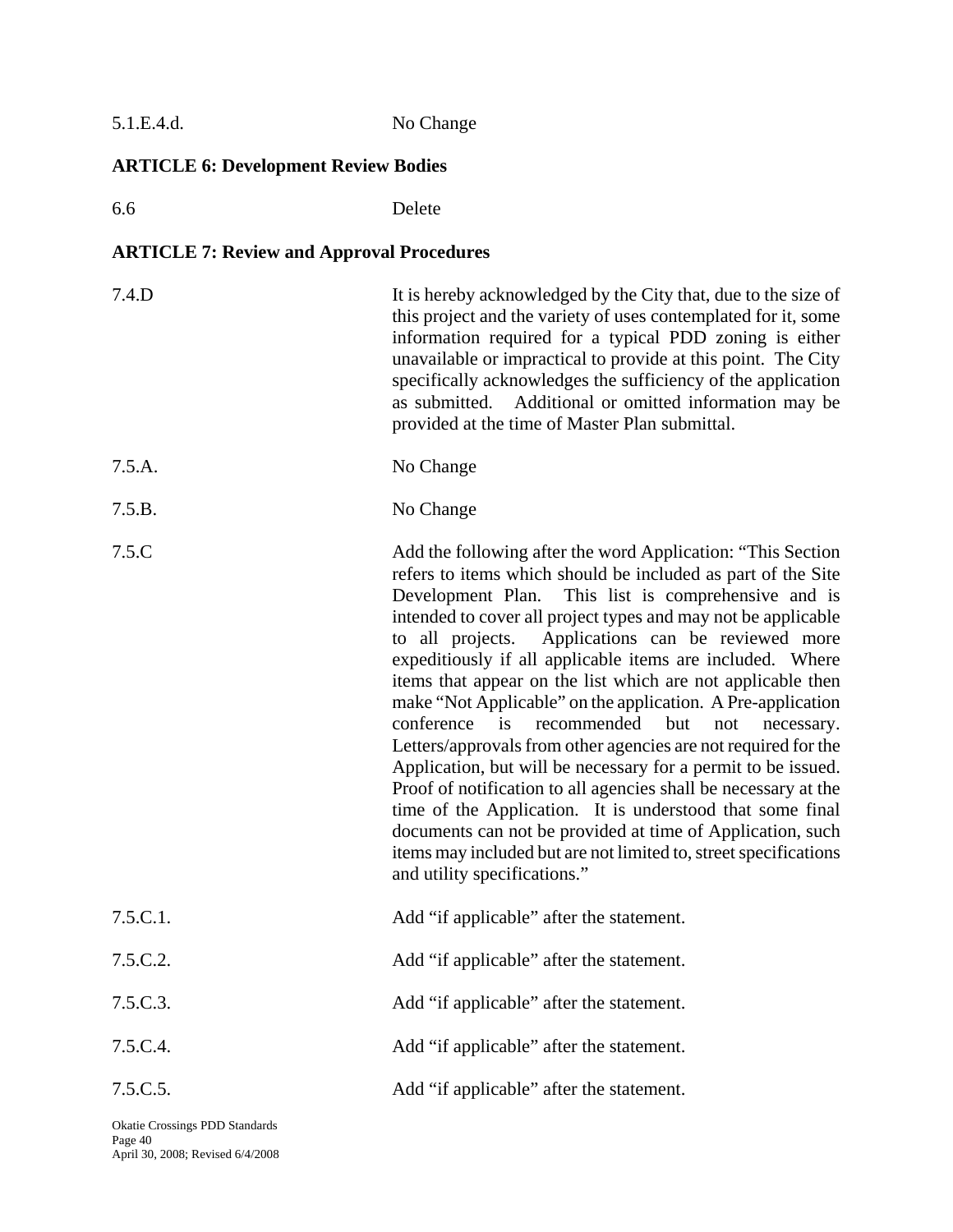5.1.E.4.d. No Change

**ARTICLE 6: Development Review Bodies**

6.6 Delete

**ARTICLE 7: Review and Approval Procedures**

7.4.D It is hereby acknowledged by the City that, due to the size of this project and the variety of uses contemplated for it, some information required for a typical PDD zoning is either unavailable or impractical to provide at this point. The City specifically acknowledges the sufficiency of the application as submitted. Additional or omitted information may be provided at the time of Master Plan submittal.

7.5.A. No Change

7.5.B. No Change

7.5.C Add the following after the word Application: "This Section refers to items which should be included as part of the Site Development Plan. This list is comprehensive and is intended to cover all project types and may not be applicable to all projects. Applications can be reviewed more expeditiously if all applicable items are included. Where items that appear on the list which are not applicable then make "Not Applicable" on the application. A Pre-application conference is recommended but not necessary. Letters/approvals from other agencies are not required for the Application, but will be necessary for a permit to be issued. Proof of notification to all agencies shall be necessary at the time of the Application. It is understood that some final documents can not be provided at time of Application, such items may included but are not limited to, street specifications and utility specifications."

7.5.C.1. Add "if applicable" after the statement.

7.5.C.2. Add "if applicable" after the statement.

7.5.C.3. Add "if applicable" after the statement.

7.5.C.4. Add "if applicable" after the statement.

7.5.C.5. Add "if applicable" after the statement.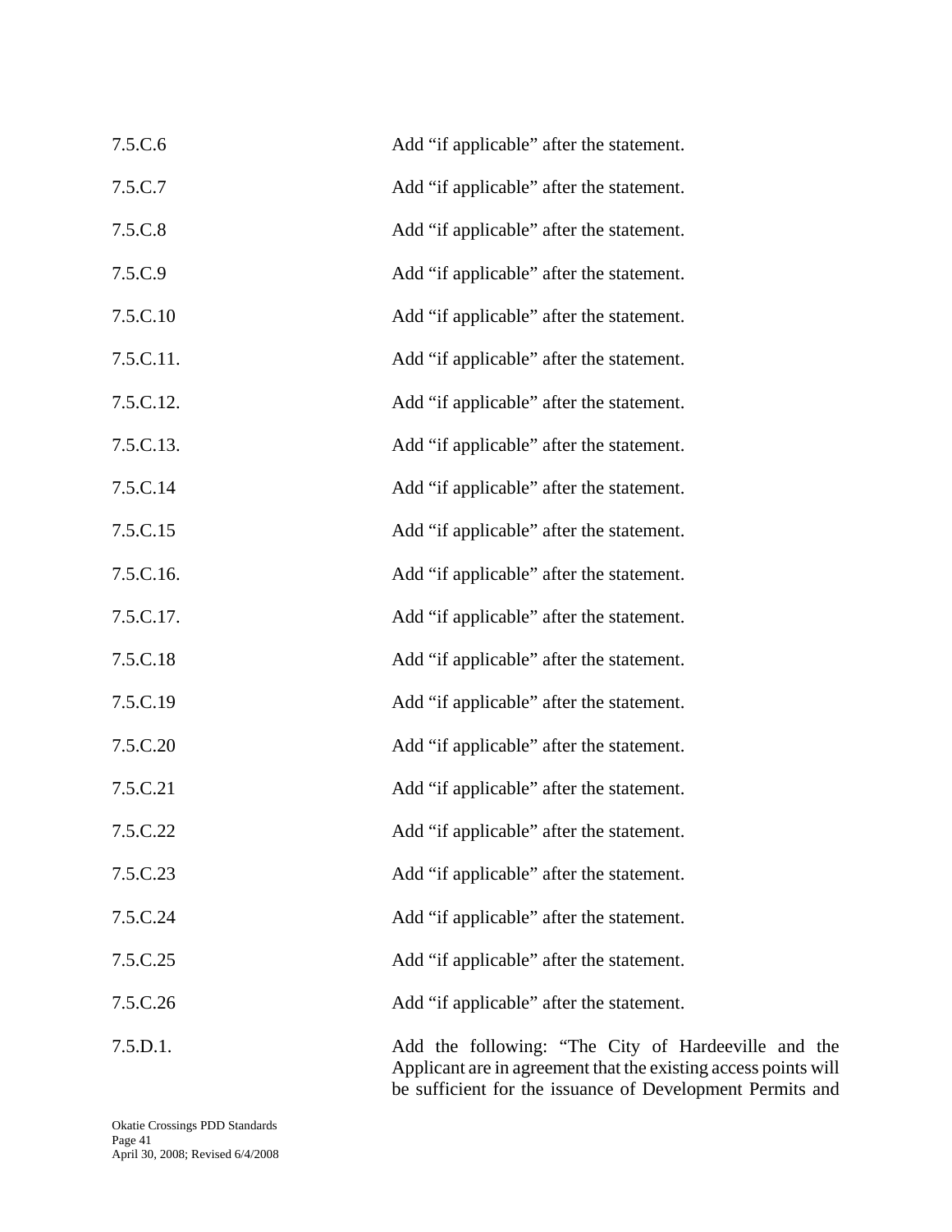| | |
|---|---|
| 7.5.C.6 | Add "if applicable" after the statement. |
| 7.5.C.7 | Add "if applicable" after the statement. |
| 7.5.C.8 | Add "if applicable" after the statement. |
| 7.5.C.9 | Add "if applicable" after the statement. |
| 7.5.C.10 | Add "if applicable" after the statement. |
| 7.5.C.11. | Add "if applicable" after the statement. |
| 7.5.C.12. | Add "if applicable" after the statement. |
| 7.5.C.13. | Add "if applicable" after the statement. |
| 7.5.C.14 | Add "if applicable" after the statement. |
| 7.5.C.15 | Add "if applicable" after the statement. |
| 7.5.C.16. | Add "if applicable" after the statement. |
| 7.5.C.17. | Add "if applicable" after the statement. |
| 7.5.C.18 | Add "if applicable" after the statement. |
| 7.5.C.19 | Add "if applicable" after the statement. |
| 7.5.C.20 | Add "if applicable" after the statement. |
| 7.5.C.21 | Add "if applicable" after the statement. |
| 7.5.C.22 | Add "if applicable" after the statement. |
| 7.5.C.23 | Add "if applicable" after the statement. |
| 7.5.C.24 | Add "if applicable" after the statement. |
| 7.5.C.25 | Add "if applicable" after the statement. |
| 7.5.C.26 | Add "if applicable" after the statement. |
| 7.5.D.1. | Add the following: "The City of Hardeeville and the Applicant are in agreement that the existing access points will be sufficient for the issuance of Development Permits and |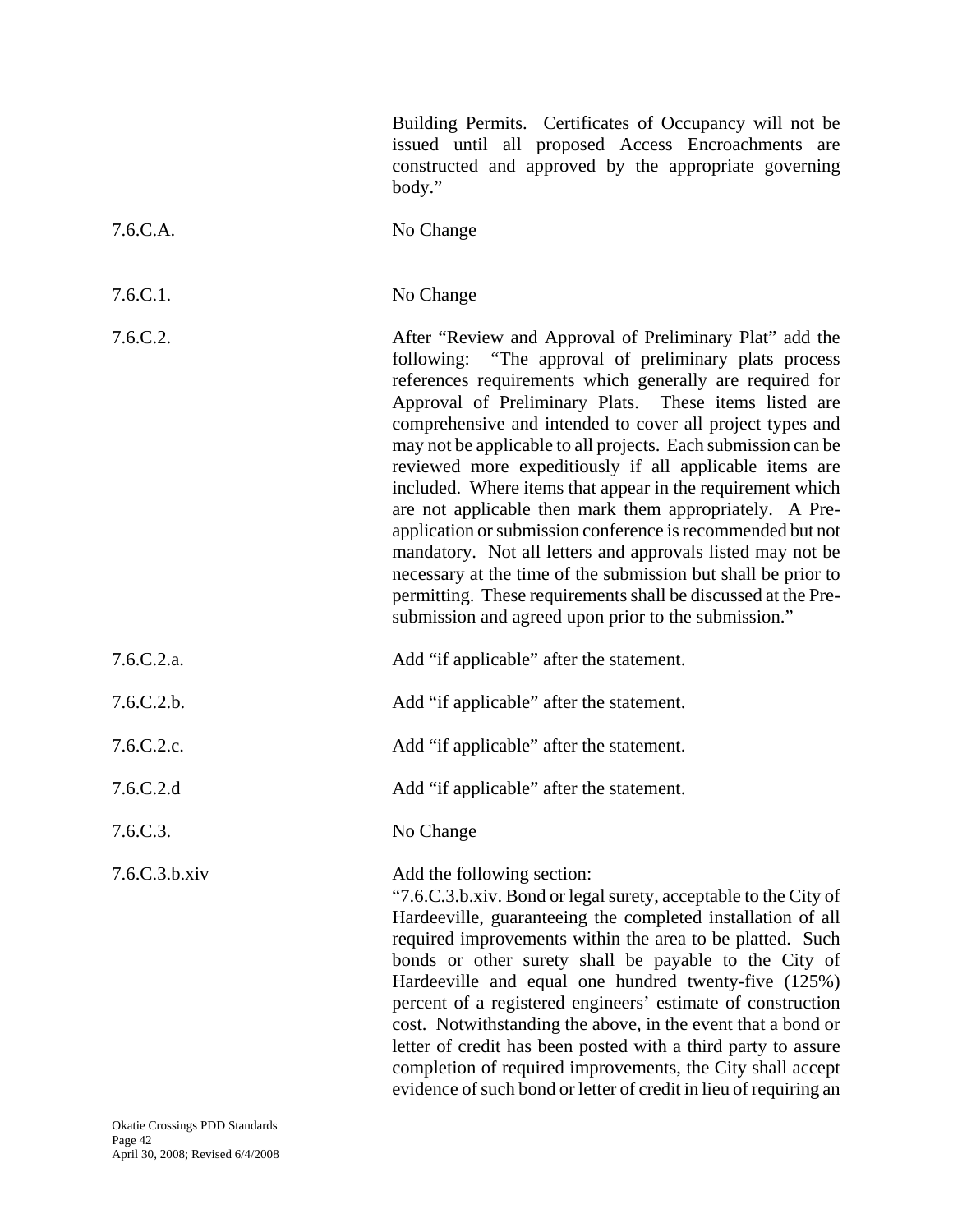Building Permits. Certificates of Occupancy will not be issued until all proposed Access Encroachments are constructed and approved by the appropriate governing body."

| | |
|---|---|
| 7.6.C.A. | No Change |
| 7.6.C.1. | No Change |
| 7.6.C.2. | After "Review and Approval of Preliminary Plat" add the following: "The approval of preliminary plats process references requirements which generally are required for Approval of Preliminary Plats. These items listed are comprehensive and intended to cover all project types and may not be applicable to all projects. Each submission can be reviewed more expeditiously if all applicable items are included. Where items that appear in the requirement which are not applicable then mark them appropriately. A Pre-application or submission conference is recommended but not mandatory. Not all letters and approvals listed may not be necessary at the time of the submission but shall be prior to permitting. These requirements shall be discussed at the Pre-submission and agreed upon prior to the submission." |
| 7.6.C.2.a. | Add "if applicable" after the statement. |
| 7.6.C.2.b. | Add "if applicable" after the statement. |
| 7.6.C.2.c. | Add "if applicable" after the statement. |
| 7.6.C.2.d | Add "if applicable" after the statement. |
| 7.6.C.3. | No Change |
| 7.6.C.3.b.xiv | Add the following section: "7.6.C.3.b.xiv. Bond or legal surety, acceptable to the City of Hardeeville, guaranteeing the completed installation of all required improvements within the area to be platted. Such bonds or other surety shall be payable to the City of Hardeeville and equal one hundred twenty-five (125%) percent of a registered engineers' estimate of construction cost. Notwithstanding the above, in the event that a bond or letter of credit has been posted with a third party to assure completion of required improvements, the City shall accept evidence of such bond or letter of credit in lieu of requiring an |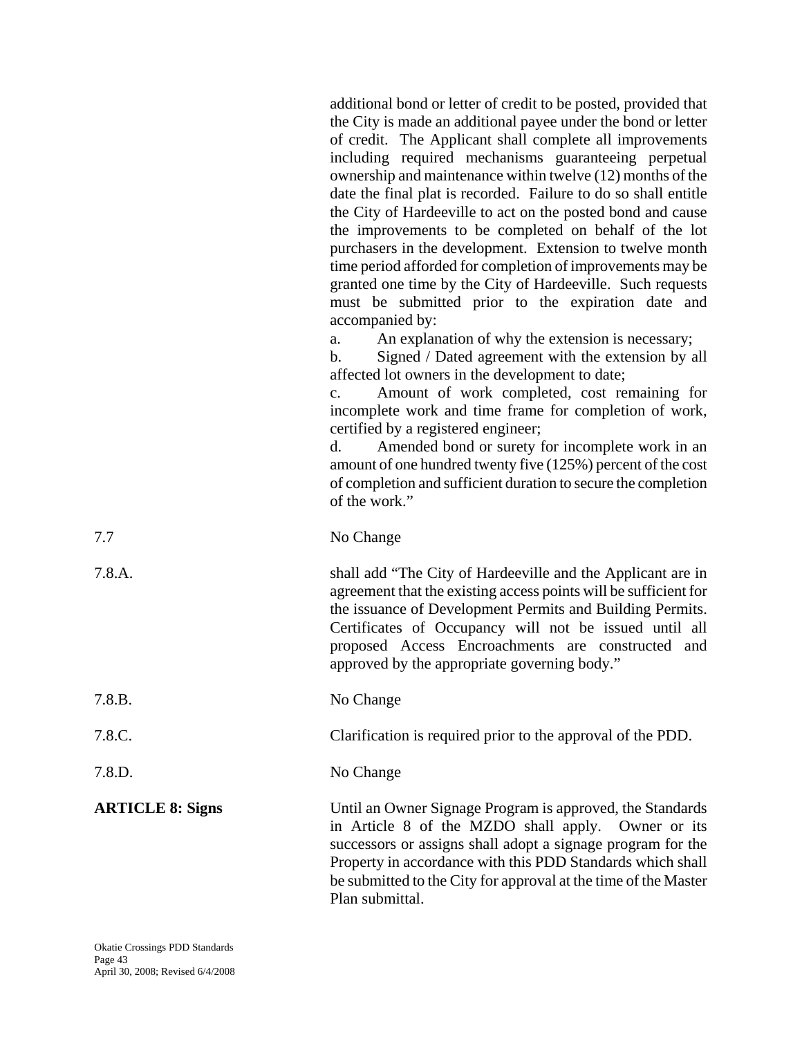additional bond or letter of credit to be posted, provided that the City is made an additional payee under the bond or letter of credit. The Applicant shall complete all improvements including required mechanisms guaranteeing perpetual ownership and maintenance within twelve (12) months of the date the final plat is recorded. Failure to do so shall entitle the City of Hardeeville to act on the posted bond and cause the improvements to be completed on behalf of the lot purchasers in the development. Extension to twelve month time period afforded for completion of improvements may be granted one time by the City of Hardeeville. Such requests must be submitted prior to the expiration date and accompanied by:

a. An explanation of why the extension is necessary;

b. Signed / Dated agreement with the extension by all affected lot owners in the development to date;

c. Amount of work completed, cost remaining for incomplete work and time frame for completion of work, certified by a registered engineer;

d. Amended bond or surety for incomplete work in an amount of one hundred twenty five (125%) percent of the cost of completion and sufficient duration to secure the completion of the work."

| | |
|---|---|
| 7.7 | No Change |
| 7.8.A. | shall add "The City of Hardeeville and the Applicant are in agreement that the existing access points will be sufficient for the issuance of Development Permits and Building Permits. Certificates of Occupancy will not be issued until all proposed Access Encroachments are constructed and approved by the appropriate governing body." |
| 7.8.B. | No Change |
| 7.8.C. | Clarification is required prior to the approval of the PDD. |
| 7.8.D. | No Change |
| **ARTICLE 8: Signs** | Until an Owner Signage Program is approved, the Standards in Article 8 of the MZDO shall apply. Owner or its successors or assigns shall adopt a signage program for the Property in accordance with this PDD Standards which shall be submitted to the City for approval at the time of the Master Plan submittal. |